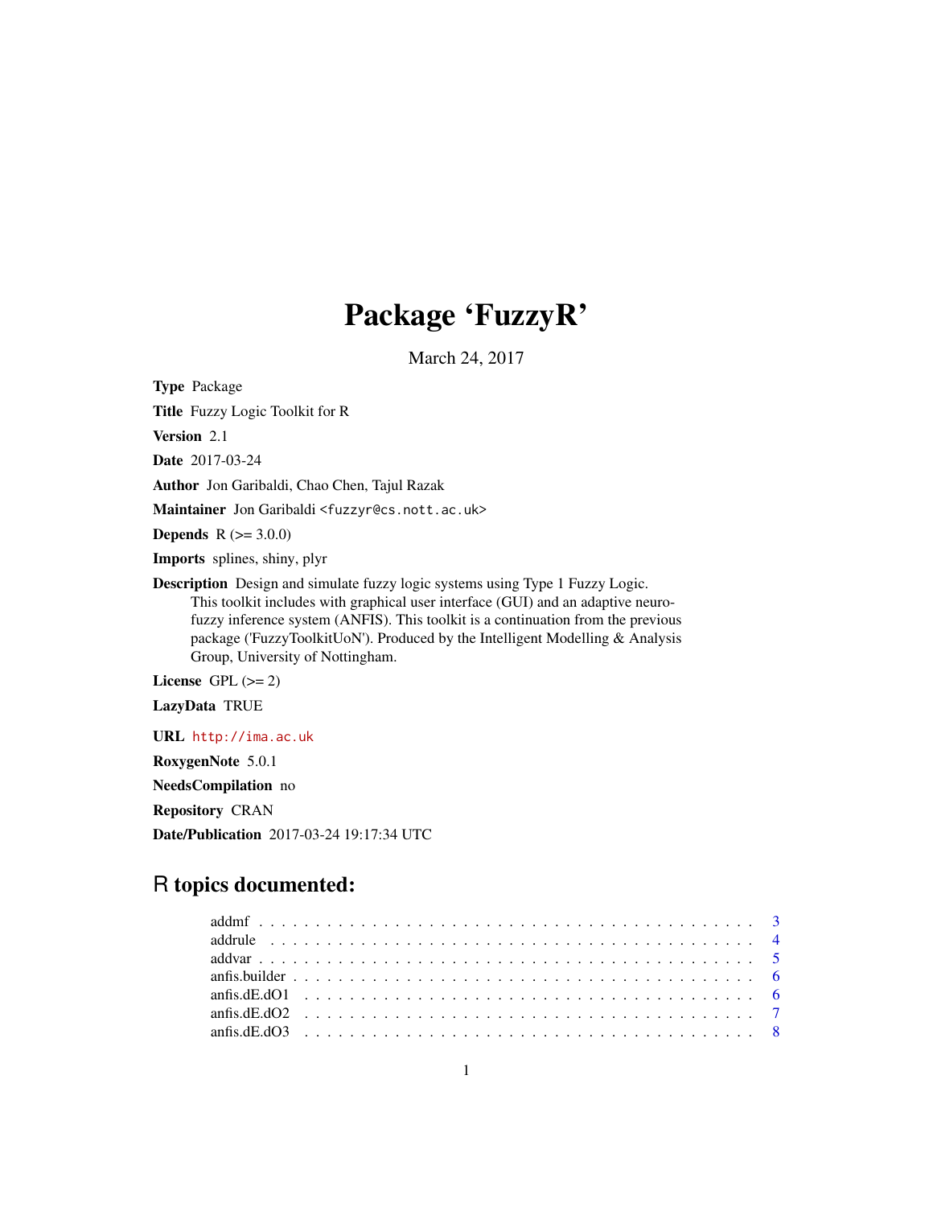# Package 'FuzzyR'

March 24, 2017

**Type** Package

**Title** Fuzzy Logic Toolkit for R

**Version** 2.1

**Date** 2017-03-24

**Author** Jon Garibaldi, Chao Chen, Tajul Razak

**Maintainer** Jon Garibaldi <fuzzyr@cs.nott.ac.uk>

**Depends** R (>= 3.0.0)

**Imports** splines, shiny, plyr

**Description** Design and simulate fuzzy logic systems using Type 1 Fuzzy Logic. This toolkit includes with graphical user interface (GUI) and an adaptive neuro-fuzzy inference system (ANFIS). This toolkit is a continuation from the previous package ('FuzzyToolkitUoN'). Produced by the Intelligent Modelling & Analysis Group, University of Nottingham.

**License** GPL (>= 2)

**LazyData** TRUE

**URL** http://ima.ac.uk

**RoxygenNote** 5.0.1

**NeedsCompilation** no

**Repository** CRAN

**Date/Publication** 2017-03-24 19:17:34 UTC

## R topics documented:

addmf . . . . . . . . . . . . . . . . . . . . . . . . . . . . . . . . . . . . . . . . . . 3
addrule . . . . . . . . . . . . . . . . . . . . . . . . . . . . . . . . . . . . . . . . . 4
addvar . . . . . . . . . . . . . . . . . . . . . . . . . . . . . . . . . . . . . . . . . 5
anfis.builder . . . . . . . . . . . . . . . . . . . . . . . . . . . . . . . . . . . . . . 6
anfis.dE.dO1 . . . . . . . . . . . . . . . . . . . . . . . . . . . . . . . . . . . . . . 6
anfis.dE.dO2 . . . . . . . . . . . . . . . . . . . . . . . . . . . . . . . . . . . . . . 7
anfis.dE.dO3 . . . . . . . . . . . . . . . . . . . . . . . . . . . . . . . . . . . . . . 8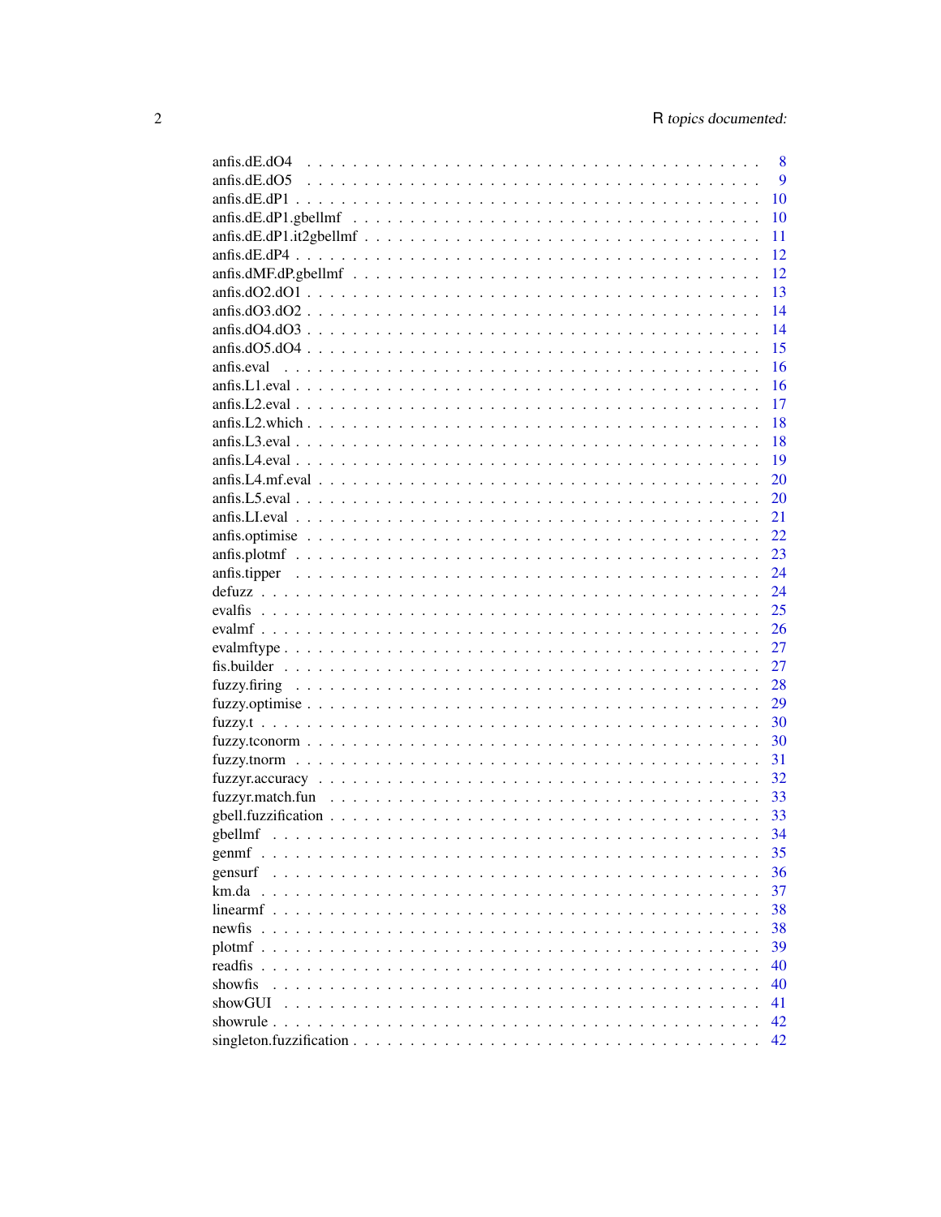anfis.dE.dO4 . . . . . . . . . . . . . . . . . . . . . . . . . . . . . . . . . . . . . . . . 8
anfis.dE.dO5 . . . . . . . . . . . . . . . . . . . . . . . . . . . . . . . . . . . . . . . . 9
anfis.dE.dP1 . . . . . . . . . . . . . . . . . . . . . . . . . . . . . . . . . . . . . . . . 10
anfis.dE.dP1.gbellmf . . . . . . . . . . . . . . . . . . . . . . . . . . . . . . . . . . . . 10
anfis.dE.dP1.it2gbellmf . . . . . . . . . . . . . . . . . . . . . . . . . . . . . . . . . . 11
anfis.dE.dP4 . . . . . . . . . . . . . . . . . . . . . . . . . . . . . . . . . . . . . . . . 12
anfis.dMF.dP.gbellmf . . . . . . . . . . . . . . . . . . . . . . . . . . . . . . . . . . . . 12
anfis.dO2.dO1 . . . . . . . . . . . . . . . . . . . . . . . . . . . . . . . . . . . . . . . 13
anfis.dO3.dO2 . . . . . . . . . . . . . . . . . . . . . . . . . . . . . . . . . . . . . . . 14
anfis.dO4.dO3 . . . . . . . . . . . . . . . . . . . . . . . . . . . . . . . . . . . . . . . 14
anfis.dO5.dO4 . . . . . . . . . . . . . . . . . . . . . . . . . . . . . . . . . . . . . . . 15
anfis.eval . . . . . . . . . . . . . . . . . . . . . . . . . . . . . . . . . . . . . . . . . 16
anfis.L1.eval . . . . . . . . . . . . . . . . . . . . . . . . . . . . . . . . . . . . . . . 16
anfis.L2.eval . . . . . . . . . . . . . . . . . . . . . . . . . . . . . . . . . . . . . . . 17
anfis.L2.which . . . . . . . . . . . . . . . . . . . . . . . . . . . . . . . . . . . . . . 18
anfis.L3.eval . . . . . . . . . . . . . . . . . . . . . . . . . . . . . . . . . . . . . . . 18
anfis.L4.eval . . . . . . . . . . . . . . . . . . . . . . . . . . . . . . . . . . . . . . . 19
anfis.L4.mf.eval . . . . . . . . . . . . . . . . . . . . . . . . . . . . . . . . . . . . . 20
anfis.L5.eval . . . . . . . . . . . . . . . . . . . . . . . . . . . . . . . . . . . . . . . 20
anfis.LI.eval . . . . . . . . . . . . . . . . . . . . . . . . . . . . . . . . . . . . . . . 21
anfis.optimise . . . . . . . . . . . . . . . . . . . . . . . . . . . . . . . . . . . . . . 22
anfis.plotmf . . . . . . . . . . . . . . . . . . . . . . . . . . . . . . . . . . . . . . . 23
anfis.tipper . . . . . . . . . . . . . . . . . . . . . . . . . . . . . . . . . . . . . . . 24
defuzz . . . . . . . . . . . . . . . . . . . . . . . . . . . . . . . . . . . . . . . . . . 24
evalfis . . . . . . . . . . . . . . . . . . . . . . . . . . . . . . . . . . . . . . . . . 25
evalmf . . . . . . . . . . . . . . . . . . . . . . . . . . . . . . . . . . . . . . . . . . 26
evalmftype . . . . . . . . . . . . . . . . . . . . . . . . . . . . . . . . . . . . . . . . 27
fis.builder . . . . . . . . . . . . . . . . . . . . . . . . . . . . . . . . . . . . . . . . 27
fuzzy.firing . . . . . . . . . . . . . . . . . . . . . . . . . . . . . . . . . . . . . . . 28
fuzzy.optimise . . . . . . . . . . . . . . . . . . . . . . . . . . . . . . . . . . . . . . 29
fuzzy.t . . . . . . . . . . . . . . . . . . . . . . . . . . . . . . . . . . . . . . . . . 30
fuzzy.tconorm . . . . . . . . . . . . . . . . . . . . . . . . . . . . . . . . . . . . . . 30
fuzzy.tnorm . . . . . . . . . . . . . . . . . . . . . . . . . . . . . . . . . . . . . . . 31
fuzzyr.accuracy . . . . . . . . . . . . . . . . . . . . . . . . . . . . . . . . . . . . . 32
fuzzyr.match.fun . . . . . . . . . . . . . . . . . . . . . . . . . . . . . . . . . . . . . 33
gbell.fuzzification . . . . . . . . . . . . . . . . . . . . . . . . . . . . . . . . . . . 33
gbellmf . . . . . . . . . . . . . . . . . . . . . . . . . . . . . . . . . . . . . . . . . 34
genmf . . . . . . . . . . . . . . . . . . . . . . . . . . . . . . . . . . . . . . . . . . 35
gensurf . . . . . . . . . . . . . . . . . . . . . . . . . . . . . . . . . . . . . . . . . 36
km.da . . . . . . . . . . . . . . . . . . . . . . . . . . . . . . . . . . . . . . . . . . 37
linearmf . . . . . . . . . . . . . . . . . . . . . . . . . . . . . . . . . . . . . . . . . 38
newfis . . . . . . . . . . . . . . . . . . . . . . . . . . . . . . . . . . . . . . . . . . 38
plotmf . . . . . . . . . . . . . . . . . . . . . . . . . . . . . . . . . . . . . . . . . . 39
readfis . . . . . . . . . . . . . . . . . . . . . . . . . . . . . . . . . . . . . . . . . 40
showfis . . . . . . . . . . . . . . . . . . . . . . . . . . . . . . . . . . . . . . . . . 40
showGUI . . . . . . . . . . . . . . . . . . . . . . . . . . . . . . . . . . . . . . . . . 41
showrule . . . . . . . . . . . . . . . . . . . . . . . . . . . . . . . . . . . . . . . . . 42
singleton.fuzzification . . . . . . . . . . . . . . . . . . . . . . . . . . . . . . . . . 42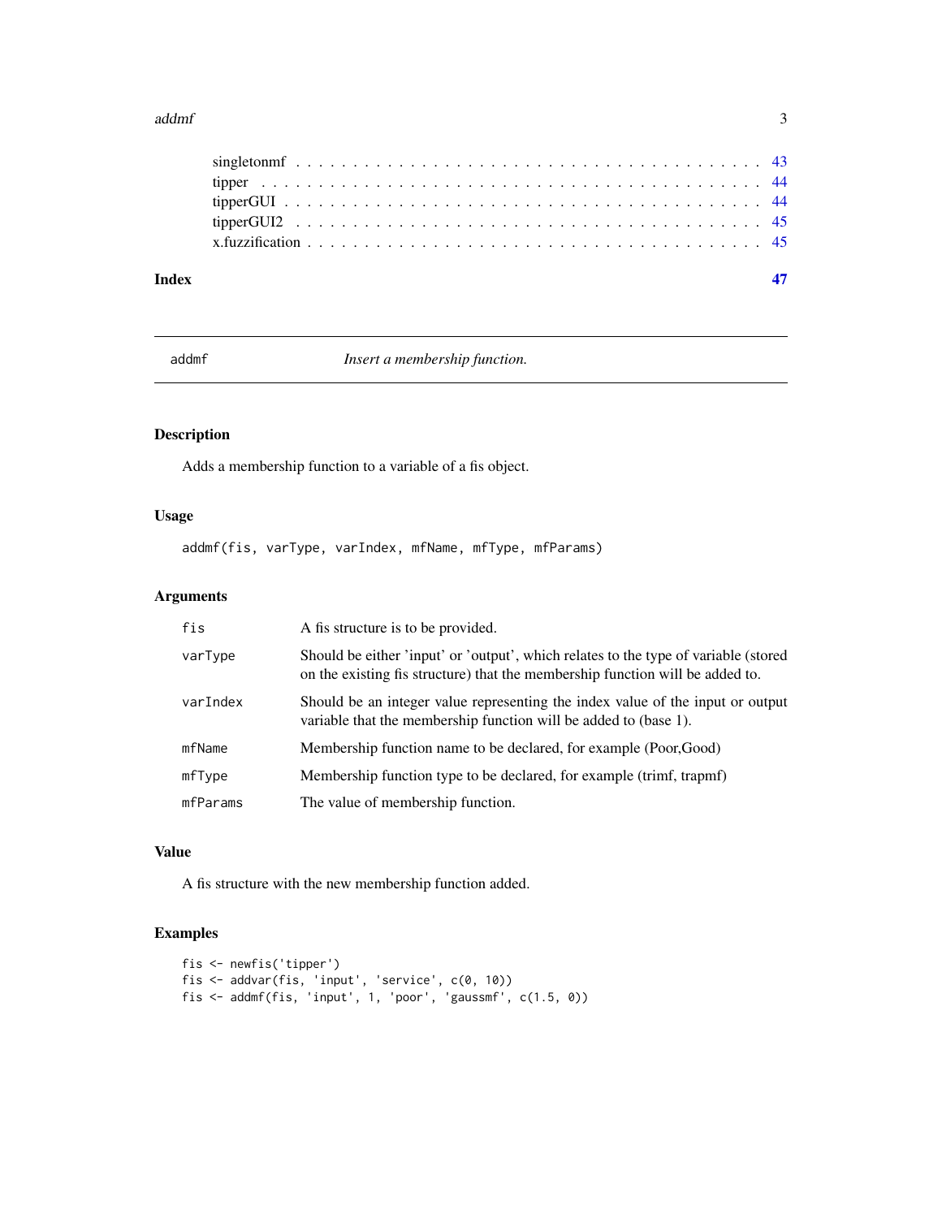singletonmf . . . . . . . . . . . . . . . . . . . . . . . . . . . . . . . . . . . . . . . 43
tipper . . . . . . . . . . . . . . . . . . . . . . . . . . . . . . . . . . . . . . . . . . 44
tipperGUI . . . . . . . . . . . . . . . . . . . . . . . . . . . . . . . . . . . . . . . . 44
tipperGUI2 . . . . . . . . . . . . . . . . . . . . . . . . . . . . . . . . . . . . . . . 45
x.fuzzification . . . . . . . . . . . . . . . . . . . . . . . . . . . . . . . . . . . . . 45

**Index** 47

---

## addmf — *Insert a membership function.*

### Description

Adds a membership function to a variable of a fis object.

### Usage

```
addmf(fis, varType, varIndex, mfName, mfType, mfParams)
```

### Arguments

| | |
|---|---|
| `fis` | A fis structure is to be provided. |
| `varType` | Should be either 'input' or 'output', which relates to the type of variable (stored on the existing fis structure) that the membership function will be added to. |
| `varIndex` | Should be an integer value representing the index value of the input or output variable that the membership function will be added to (base 1). |
| `mfName` | Membership function name to be declared, for example (Poor,Good) |
| `mfType` | Membership function type to be declared, for example (trimf, trapmf) |
| `mfParams` | The value of membership function. |

### Value

A fis structure with the new membership function added.

### Examples

```
fis <- newfis('tipper')
fis <- addvar(fis, 'input', 'service', c(0, 10))
fis <- addmf(fis, 'input', 1, 'poor', 'gaussmf', c(1.5, 0))
```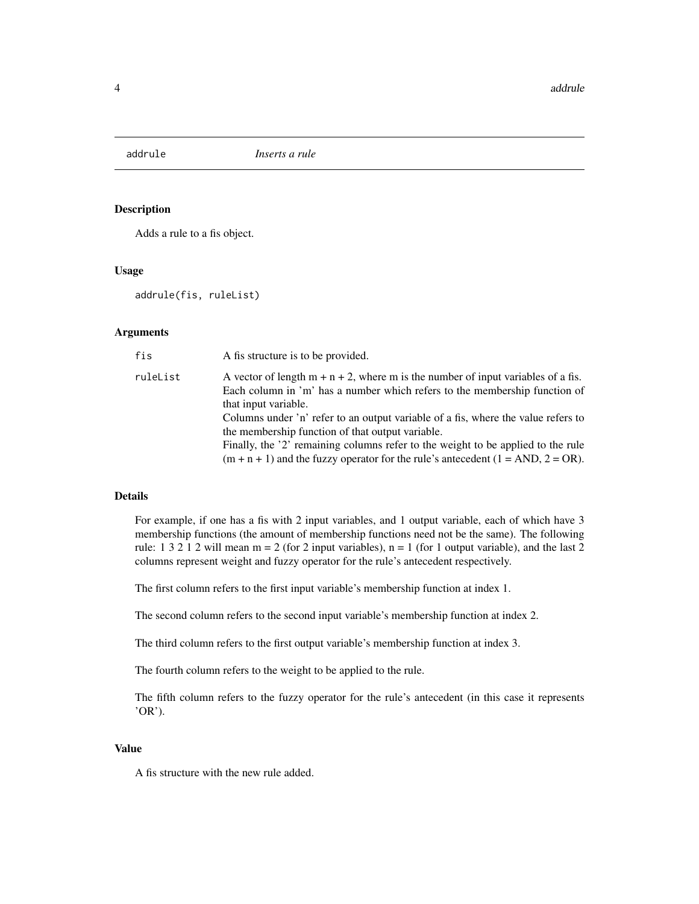## addrule *Inserts a rule*

### Description

Adds a rule to a fis object.

### Usage

```
addrule(fis, ruleList)
```

### Arguments

| | |
|---|---|
| fis | A fis structure is to be provided. |
| ruleList | A vector of length m + n + 2, where m is the number of input variables of a fis. Each column in 'm' has a number which refers to the membership function of that input variable.<br>Columns under 'n' refer to an output variable of a fis, where the value refers to the membership function of that output variable.<br>Finally, the '2' remaining columns refer to the weight to be applied to the rule (m + n + 1) and the fuzzy operator for the rule's antecedent (1 = AND, 2 = OR). |

### Details

For example, if one has a fis with 2 input variables, and 1 output variable, each of which have 3 membership functions (the amount of membership functions need not be the same). The following rule: 1 3 2 1 2 will mean m = 2 (for 2 input variables), n = 1 (for 1 output variable), and the last 2 columns represent weight and fuzzy operator for the rule's antecedent respectively.

The first column refers to the first input variable's membership function at index 1.

The second column refers to the second input variable's membership function at index 2.

The third column refers to the first output variable's membership function at index 3.

The fourth column refers to the weight to be applied to the rule.

The fifth column refers to the fuzzy operator for the rule's antecedent (in this case it represents 'OR').

### Value

A fis structure with the new rule added.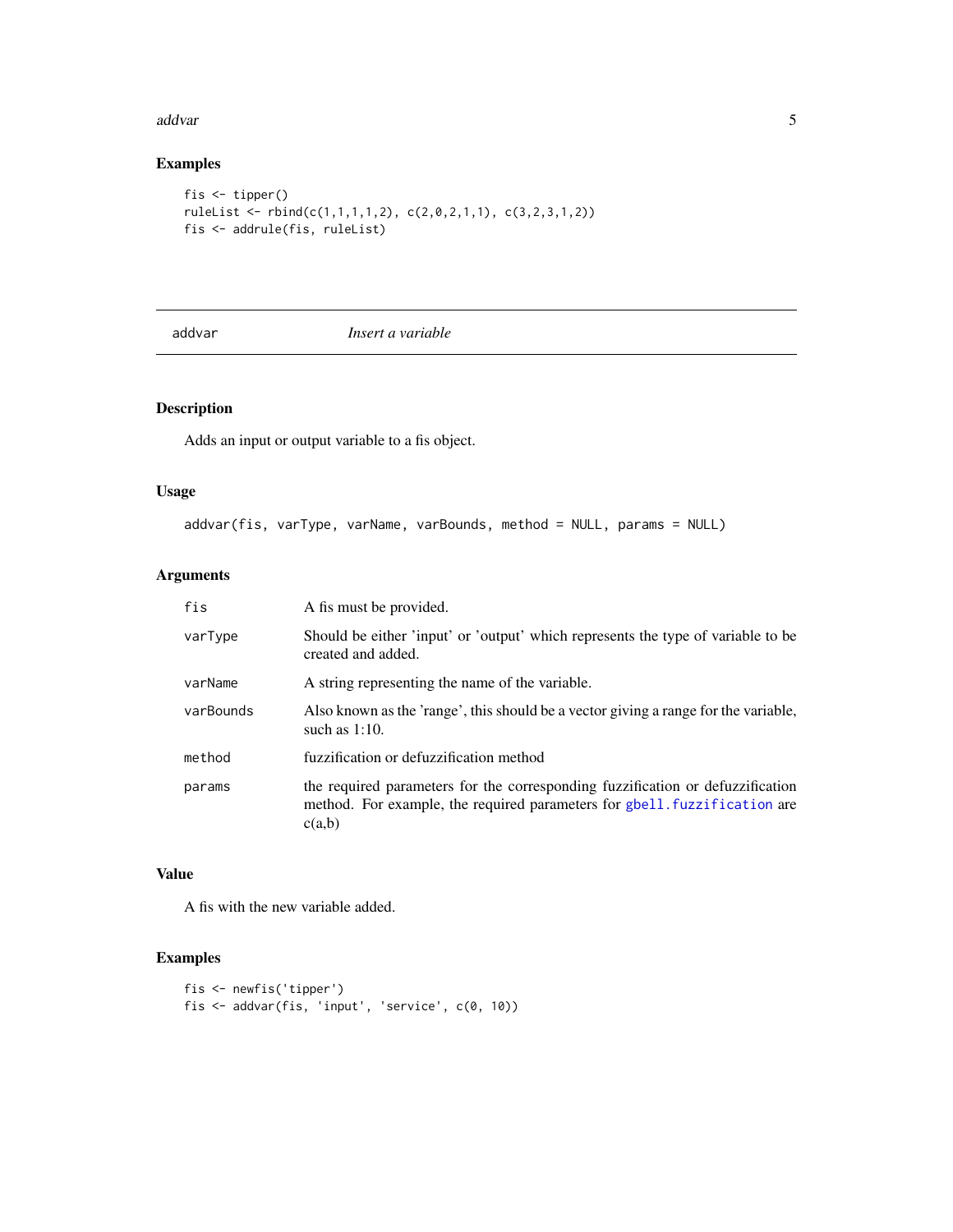## Examples

```
fis <- tipper()
ruleList <- rbind(c(1,1,1,1,2), c(2,0,2,1,1), c(3,2,3,1,2))
fis <- addrule(fis, ruleList)
```

---

# addvar *Insert a variable*

---

## Description

Adds an input or output variable to a fis object.

## Usage

```
addvar(fis, varType, varName, varBounds, method = NULL, params = NULL)
```

## Arguments

| | |
|---|---|
| `fis` | A fis must be provided. |
| `varType` | Should be either 'input' or 'output' which represents the type of variable to be created and added. |
| `varName` | A string representing the name of the variable. |
| `varBounds` | Also known as the 'range', this should be a vector giving a range for the variable, such as 1:10. |
| `method` | fuzzification or defuzzification method |
| `params` | the required parameters for the corresponding fuzzification or defuzzification method. For example, the required parameters for `gbell.fuzzification` are c(a,b) |

## Value

A fis with the new variable added.

## Examples

```
fis <- newfis('tipper')
fis <- addvar(fis, 'input', 'service', c(0, 10))
```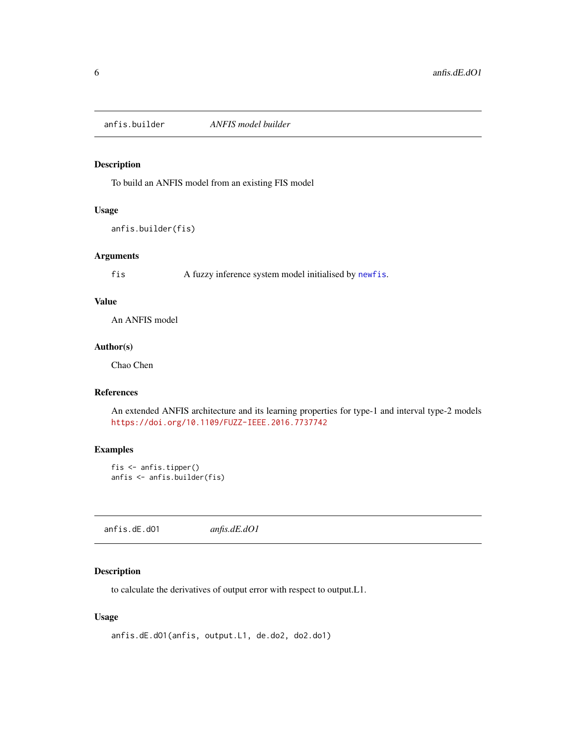## anfis.builder — *ANFIS model builder*

### Description

To build an ANFIS model from an existing FIS model

### Usage

```
anfis.builder(fis)
```

### Arguments

| | |
|---|---|
| fis | A fuzzy inference system model initialised by newfis. |

### Value

An ANFIS model

### Author(s)

Chao Chen

### References

An extended ANFIS architecture and its learning properties for type-1 and interval type-2 models https://doi.org/10.1109/FUZZ-IEEE.2016.7737742

### Examples

```
fis <- anfis.tipper()
anfis <- anfis.builder(fis)
```

## anfis.dE.dO1 — *anfis.dE.dO1*

### Description

to calculate the derivatives of output error with respect to output.L1.

### Usage

```
anfis.dE.dO1(anfis, output.L1, de.do2, do2.do1)
```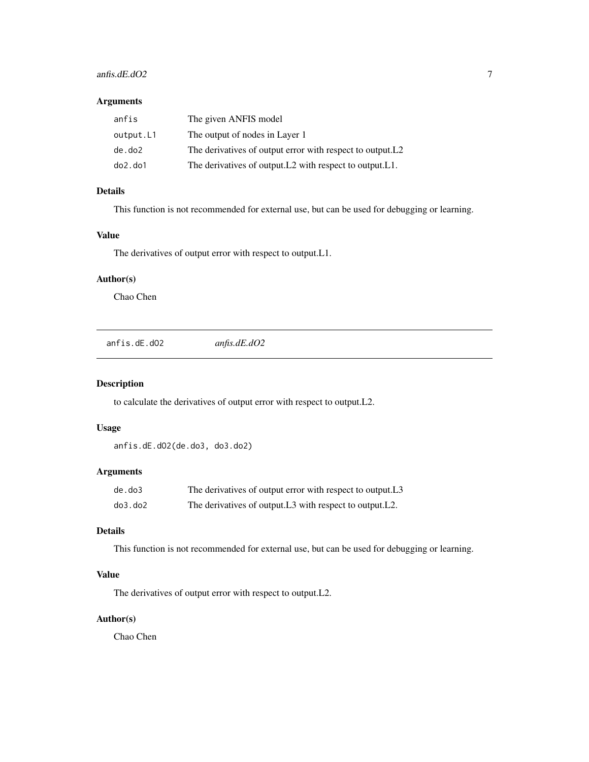### Arguments

| | |
|---|---|
| anfis | The given ANFIS model |
| output.L1 | The output of nodes in Layer 1 |
| de.do2 | The derivatives of output error with respect to output.L2 |
| do2.do1 | The derivatives of output.L2 with respect to output.L1. |

### Details

This function is not recommended for external use, but can be used for debugging or learning.

### Value

The derivatives of output error with respect to output.L1.

### Author(s)

Chao Chen

---

## anfis.dE.dO2 &nbsp;&nbsp;&nbsp; *anfis.dE.dO2*

### Description

to calculate the derivatives of output error with respect to output.L2.

### Usage

```
anfis.dE.dO2(de.do3, do3.do2)
```

### Arguments

| | |
|---|---|
| de.do3 | The derivatives of output error with respect to output.L3 |
| do3.do2 | The derivatives of output.L3 with respect to output.L2. |

### Details

This function is not recommended for external use, but can be used for debugging or learning.

### Value

The derivatives of output error with respect to output.L2.

### Author(s)

Chao Chen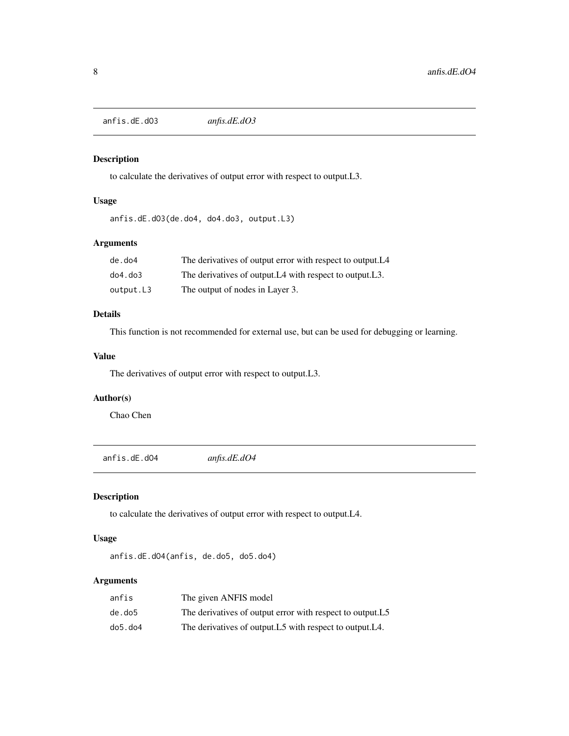## anfis.dE.dO3 *anfis.dE.dO3*

### Description

to calculate the derivatives of output error with respect to output.L3.

### Usage

```
anfis.dE.dO3(de.do4, do4.do3, output.L3)
```

### Arguments

| | |
|---|---|
| de.do4 | The derivatives of output error with respect to output.L4 |
| do4.do3 | The derivatives of output.L4 with respect to output.L3. |
| output.L3 | The output of nodes in Layer 3. |

### Details

This function is not recommended for external use, but can be used for debugging or learning.

### Value

The derivatives of output error with respect to output.L3.

### Author(s)

Chao Chen

## anfis.dE.dO4 *anfis.dE.dO4*

### Description

to calculate the derivatives of output error with respect to output.L4.

### Usage

```
anfis.dE.dO4(anfis, de.do5, do5.do4)
```

### Arguments

| | |
|---|---|
| anfis | The given ANFIS model |
| de.do5 | The derivatives of output error with respect to output.L5 |
| do5.do4 | The derivatives of output.L5 with respect to output.L4. |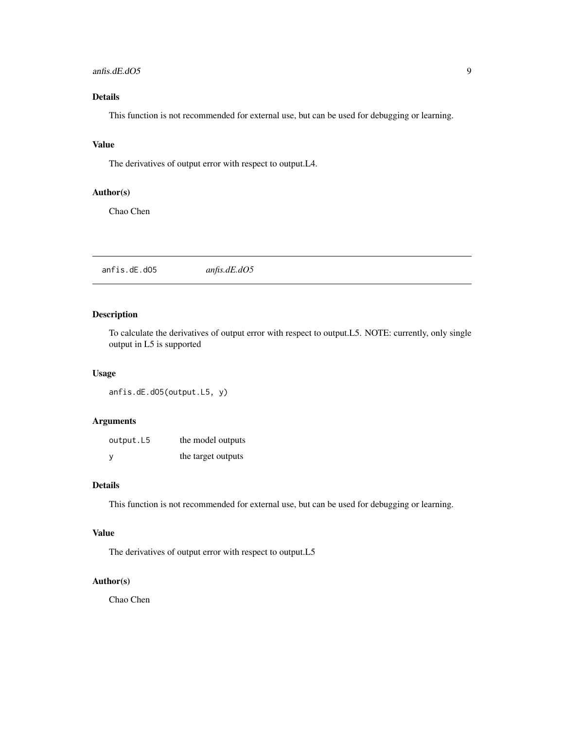### Details

This function is not recommended for external use, but can be used for debugging or learning.

### Value

The derivatives of output error with respect to output.L4.

### Author(s)

Chao Chen

---

## anfis.dE.dO5 *anfis.dE.dO5*

---

### Description

To calculate the derivatives of output error with respect to output.L5. NOTE: currently, only single output in L5 is supported

### Usage

```
anfis.dE.dO5(output.L5, y)
```

### Arguments

| | |
|---|---|
| output.L5 | the model outputs |
| y | the target outputs |

### Details

This function is not recommended for external use, but can be used for debugging or learning.

### Value

The derivatives of output error with respect to output.L5

### Author(s)

Chao Chen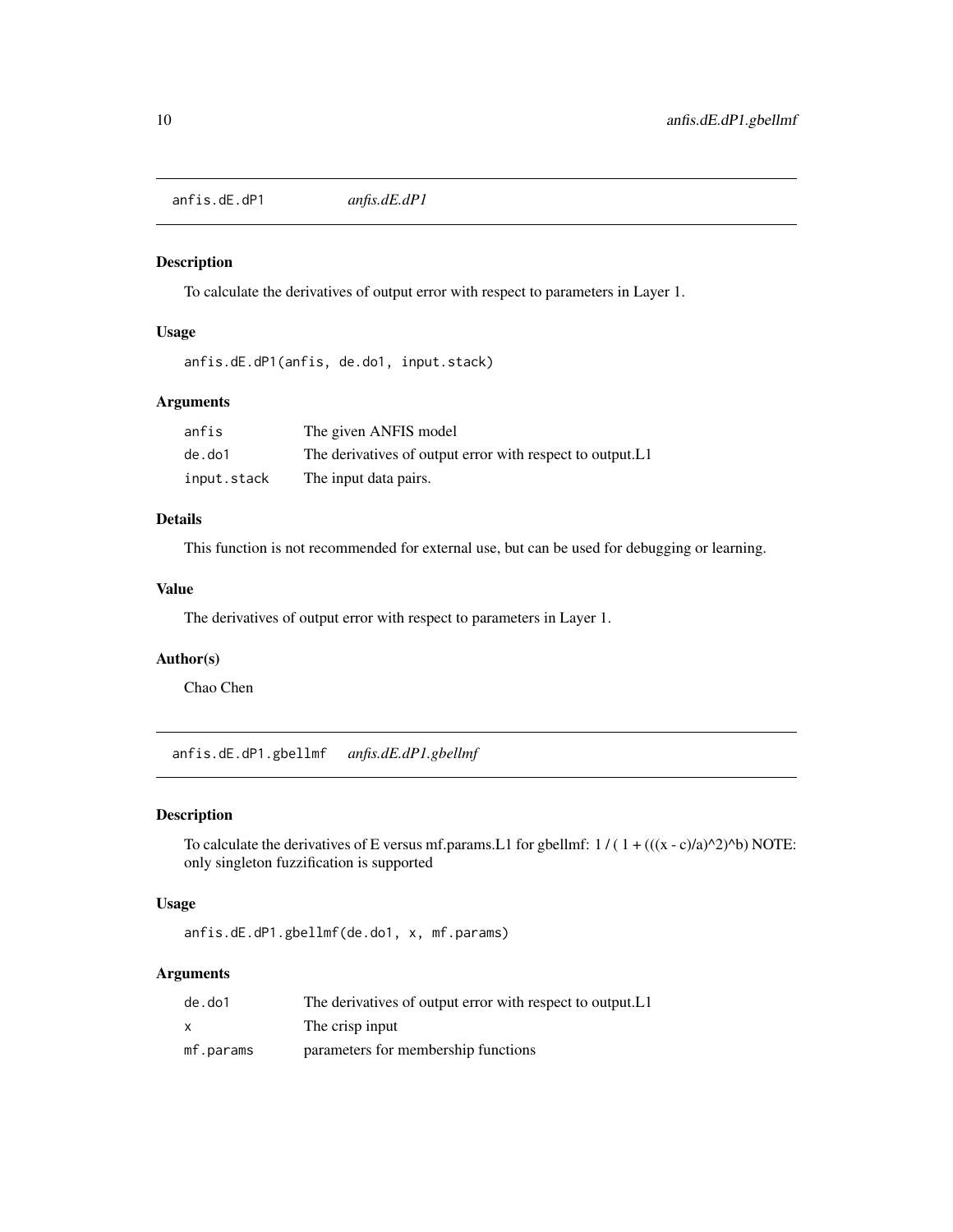## anfis.dE.dP1 *anfis.dE.dP1*

### Description

To calculate the derivatives of output error with respect to parameters in Layer 1.

### Usage

```
anfis.dE.dP1(anfis, de.do1, input.stack)
```

### Arguments

| | |
|---|---|
| anfis | The given ANFIS model |
| de.do1 | The derivatives of output error with respect to output.L1 |
| input.stack | The input data pairs. |

### Details

This function is not recommended for external use, but can be used for debugging or learning.

### Value

The derivatives of output error with respect to parameters in Layer 1.

### Author(s)

Chao Chen

## anfis.dE.dP1.gbellmf *anfis.dE.dP1.gbellmf*

### Description

To calculate the derivatives of E versus mf.params.L1 for gbellmf: 1 / ( 1 + (((x - c)/a)^2)^b) NOTE: only singleton fuzzification is supported

### Usage

```
anfis.dE.dP1.gbellmf(de.do1, x, mf.params)
```

### Arguments

| | |
|---|---|
| de.do1 | The derivatives of output error with respect to output.L1 |
| x | The crisp input |
| mf.params | parameters for membership functions |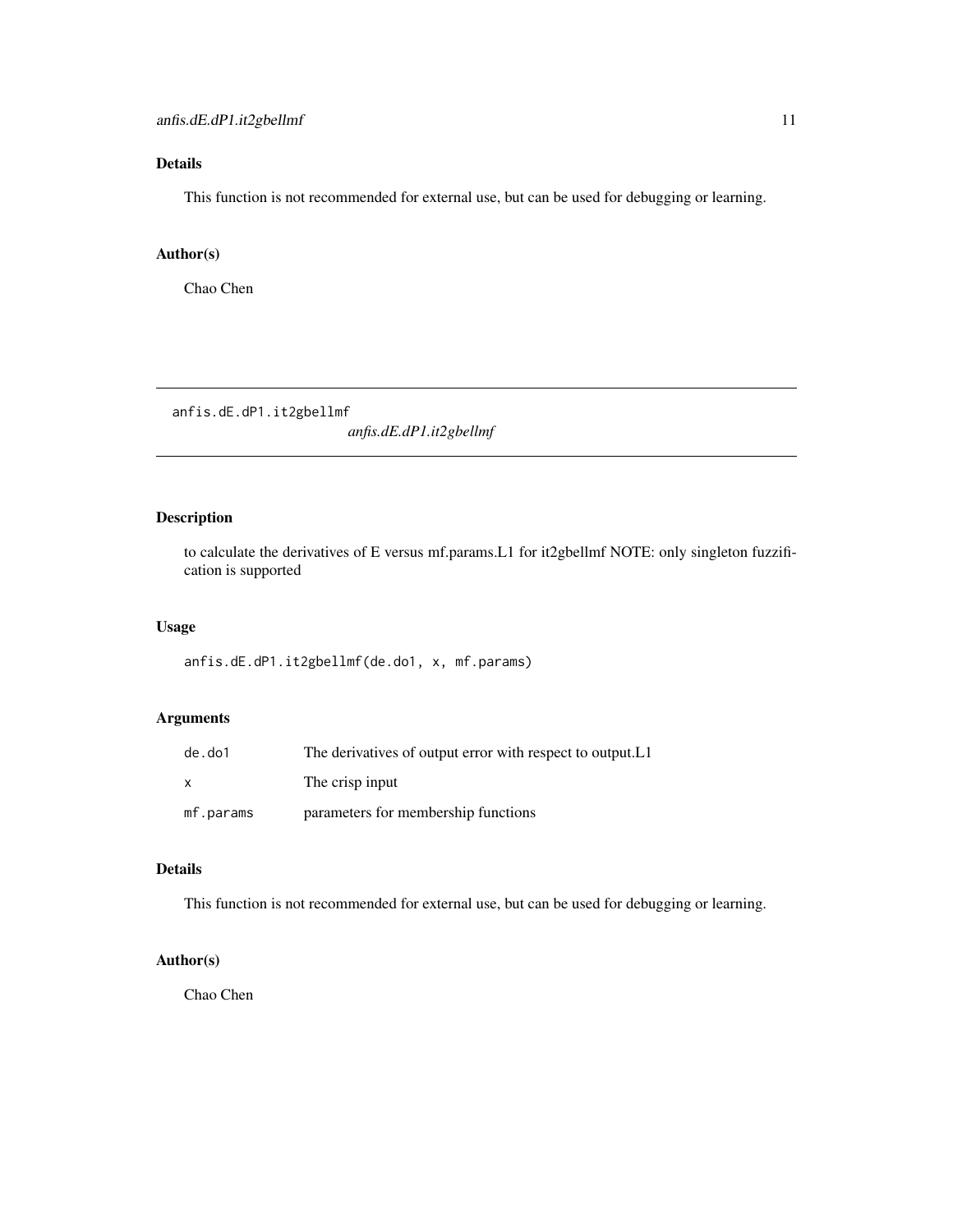## Details

This function is not recommended for external use, but can be used for debugging or learning.

## Author(s)

Chao Chen

---

# anfis.dE.dP1.it2gbellmf

*anfis.dE.dP1.it2gbellmf*

## Description

to calculate the derivatives of E versus mf.params.L1 for it2gbellmf NOTE: only singleton fuzzification is supported

## Usage

```
anfis.dE.dP1.it2gbellmf(de.do1, x, mf.params)
```

## Arguments

| | |
|---|---|
| de.do1 | The derivatives of output error with respect to output.L1 |
| x | The crisp input |
| mf.params | parameters for membership functions |

## Details

This function is not recommended for external use, but can be used for debugging or learning.

## Author(s)

Chao Chen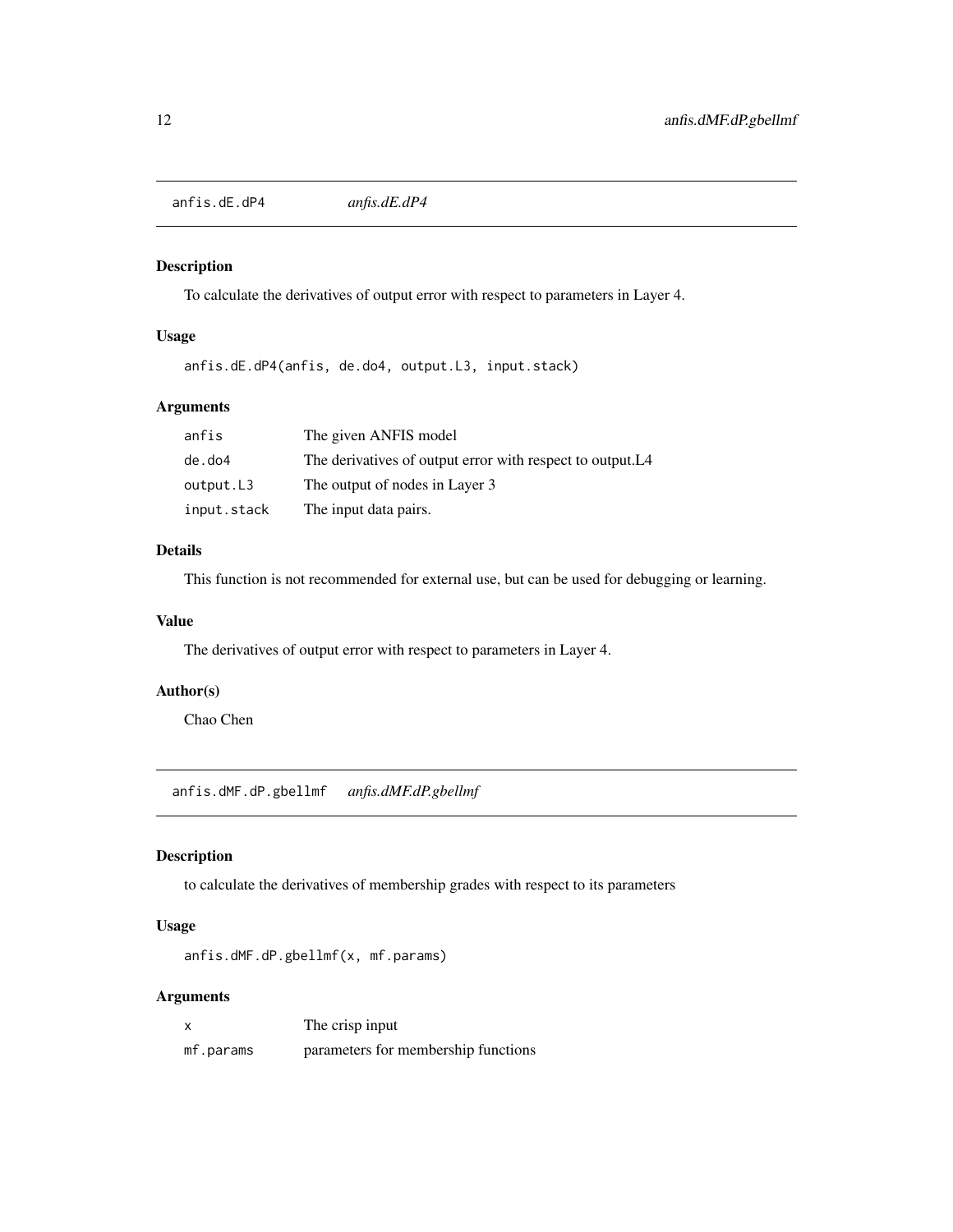## anfis.dE.dP4 *anfis.dE.dP4*

### Description

To calculate the derivatives of output error with respect to parameters in Layer 4.

### Usage

```
anfis.dE.dP4(anfis, de.do4, output.L3, input.stack)
```

### Arguments

| | |
|---|---|
| anfis | The given ANFIS model |
| de.do4 | The derivatives of output error with respect to output.L4 |
| output.L3 | The output of nodes in Layer 3 |
| input.stack | The input data pairs. |

### Details

This function is not recommended for external use, but can be used for debugging or learning.

### Value

The derivatives of output error with respect to parameters in Layer 4.

### Author(s)

Chao Chen

## anfis.dMF.dP.gbellmf *anfis.dMF.dP.gbellmf*

### Description

to calculate the derivatives of membership grades with respect to its parameters

### Usage

```
anfis.dMF.dP.gbellmf(x, mf.params)
```

### Arguments

| | |
|---|---|
| x | The crisp input |
| mf.params | parameters for membership functions |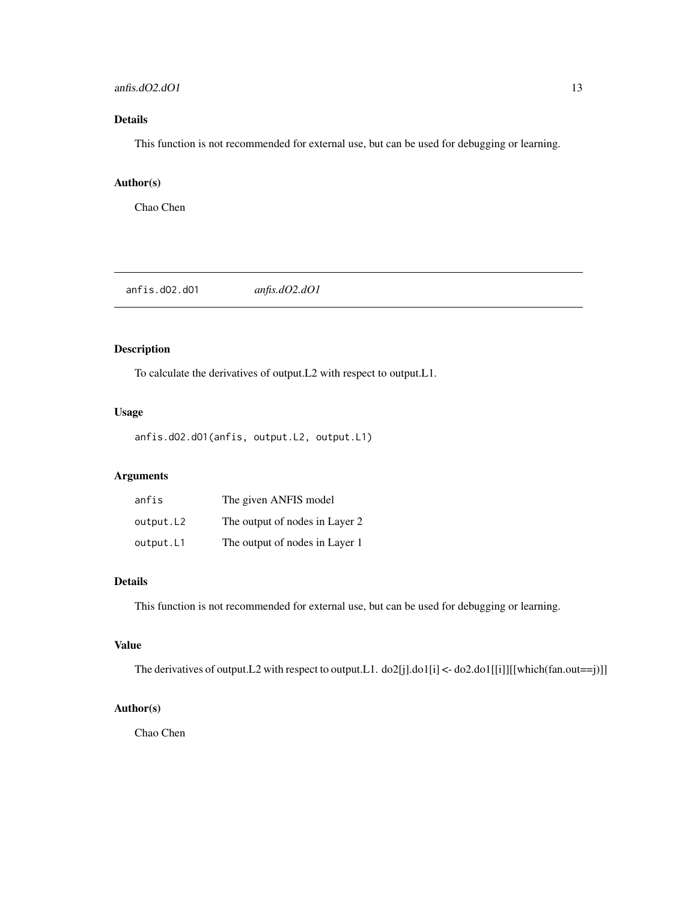### Details

This function is not recommended for external use, but can be used for debugging or learning.

### Author(s)

Chao Chen

---

## anfis.dO2.dO1 — *anfis.dO2.dO1*

---

### Description

To calculate the derivatives of output.L2 with respect to output.L1.

### Usage

```
anfis.dO2.dO1(anfis, output.L2, output.L1)
```

### Arguments

| | |
|---|---|
| `anfis` | The given ANFIS model |
| `output.L2` | The output of nodes in Layer 2 |
| `output.L1` | The output of nodes in Layer 1 |

### Details

This function is not recommended for external use, but can be used for debugging or learning.

### Value

The derivatives of output.L2 with respect to output.L1. do2[j].do1[i] <- do2.do1[[i]][[which(fan.out==j)]]

### Author(s)

Chao Chen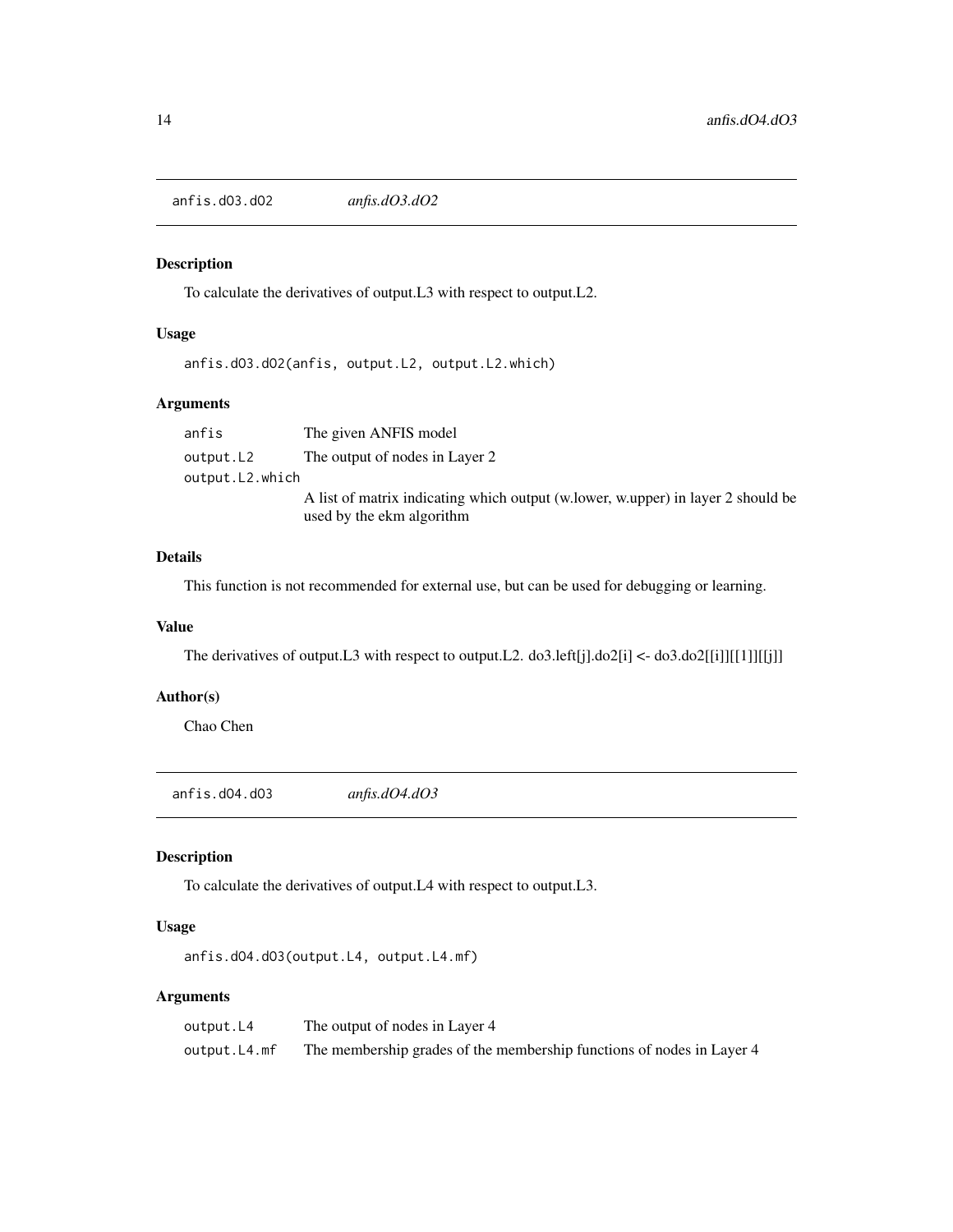## anfis.dO3.dO2 *anfis.dO3.dO2*

### Description

To calculate the derivatives of output.L3 with respect to output.L2.

### Usage

```
anfis.dO3.dO2(anfis, output.L2, output.L2.which)
```

### Arguments

| | |
|---|---|
| anfis | The given ANFIS model |
| output.L2 | The output of nodes in Layer 2 |
| output.L2.which | A list of matrix indicating which output (w.lower, w.upper) in layer 2 should be used by the ekm algorithm |

### Details

This function is not recommended for external use, but can be used for debugging or learning.

### Value

The derivatives of output.L3 with respect to output.L2. do3.left[j].do2[i] <- do3.do2[[i]][[1]][[j]]

### Author(s)

Chao Chen

## anfis.dO4.dO3 *anfis.dO4.dO3*

### Description

To calculate the derivatives of output.L4 with respect to output.L3.

### Usage

```
anfis.dO4.dO3(output.L4, output.L4.mf)
```

### Arguments

| | |
|---|---|
| output.L4 | The output of nodes in Layer 4 |
| output.L4.mf | The membership grades of the membership functions of nodes in Layer 4 |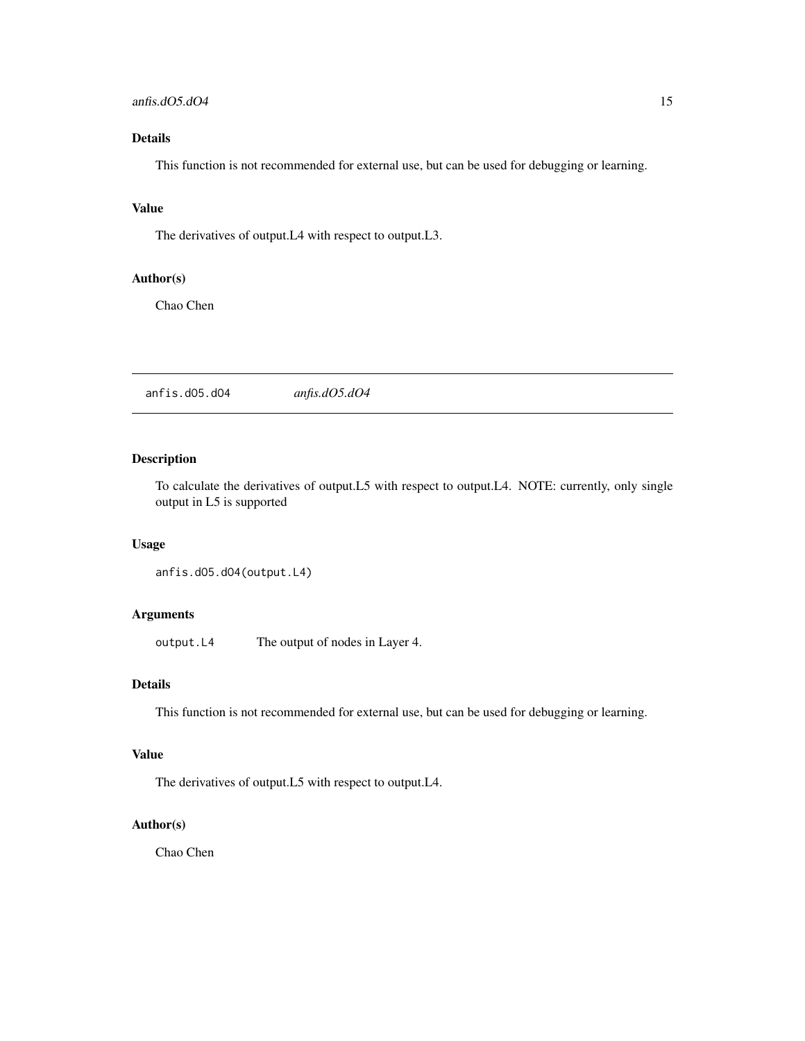## Details

This function is not recommended for external use, but can be used for debugging or learning.

## Value

The derivatives of output.L4 with respect to output.L3.

## Author(s)

Chao Chen

---

# anfis.dO5.dO4 *anfis.dO5.dO4*

## Description

To calculate the derivatives of output.L5 with respect to output.L4. NOTE: currently, only single output in L5 is supported

## Usage

```
anfis.dO5.dO4(output.L4)
```

## Arguments

| | |
|---|---|
| `output.L4` | The output of nodes in Layer 4. |

## Details

This function is not recommended for external use, but can be used for debugging or learning.

## Value

The derivatives of output.L5 with respect to output.L4.

## Author(s)

Chao Chen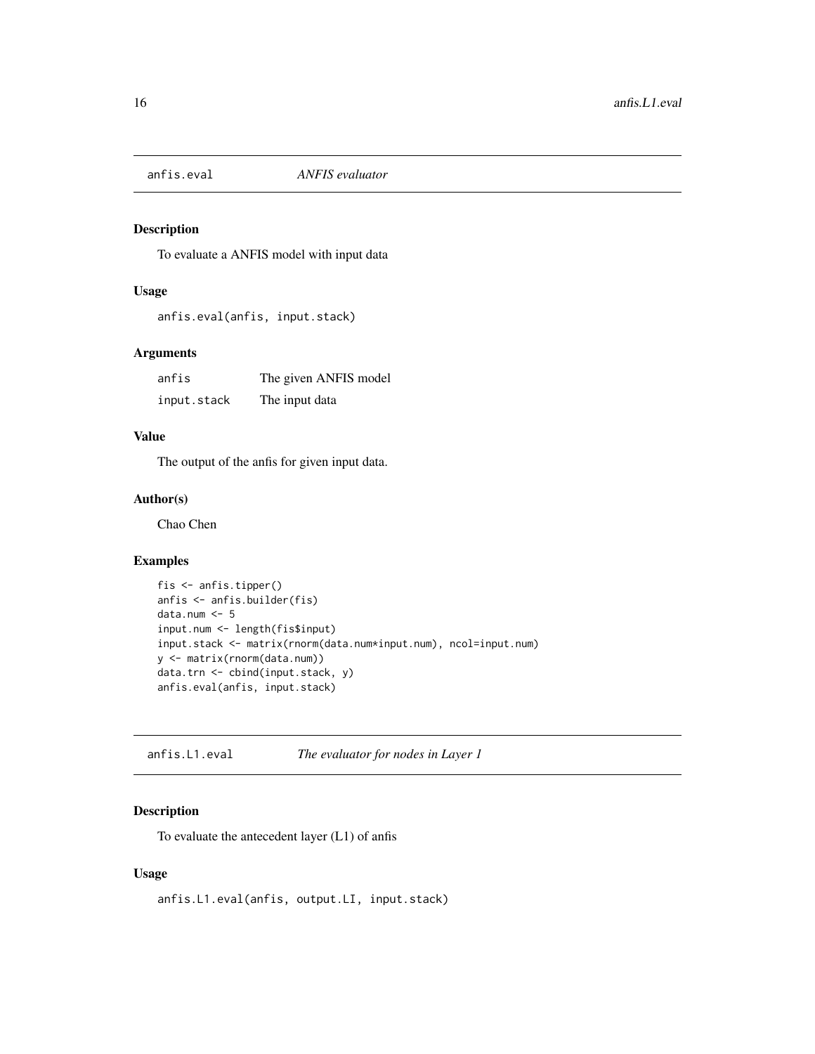## anfis.eval — *ANFIS evaluator*

### Description

To evaluate a ANFIS model with input data

### Usage

```
anfis.eval(anfis, input.stack)
```

### Arguments

| | |
|---|---|
| anfis | The given ANFIS model |
| input.stack | The input data |

### Value

The output of the anfis for given input data.

### Author(s)

Chao Chen

### Examples

```
fis <- anfis.tipper()
anfis <- anfis.builder(fis)
data.num <- 5
input.num <- length(fis$input)
input.stack <- matrix(rnorm(data.num*input.num), ncol=input.num)
y <- matrix(rnorm(data.num))
data.trn <- cbind(input.stack, y)
anfis.eval(anfis, input.stack)
```

## anfis.L1.eval — *The evaluator for nodes in Layer 1*

### Description

To evaluate the antecedent layer (L1) of anfis

### Usage

```
anfis.L1.eval(anfis, output.LI, input.stack)
```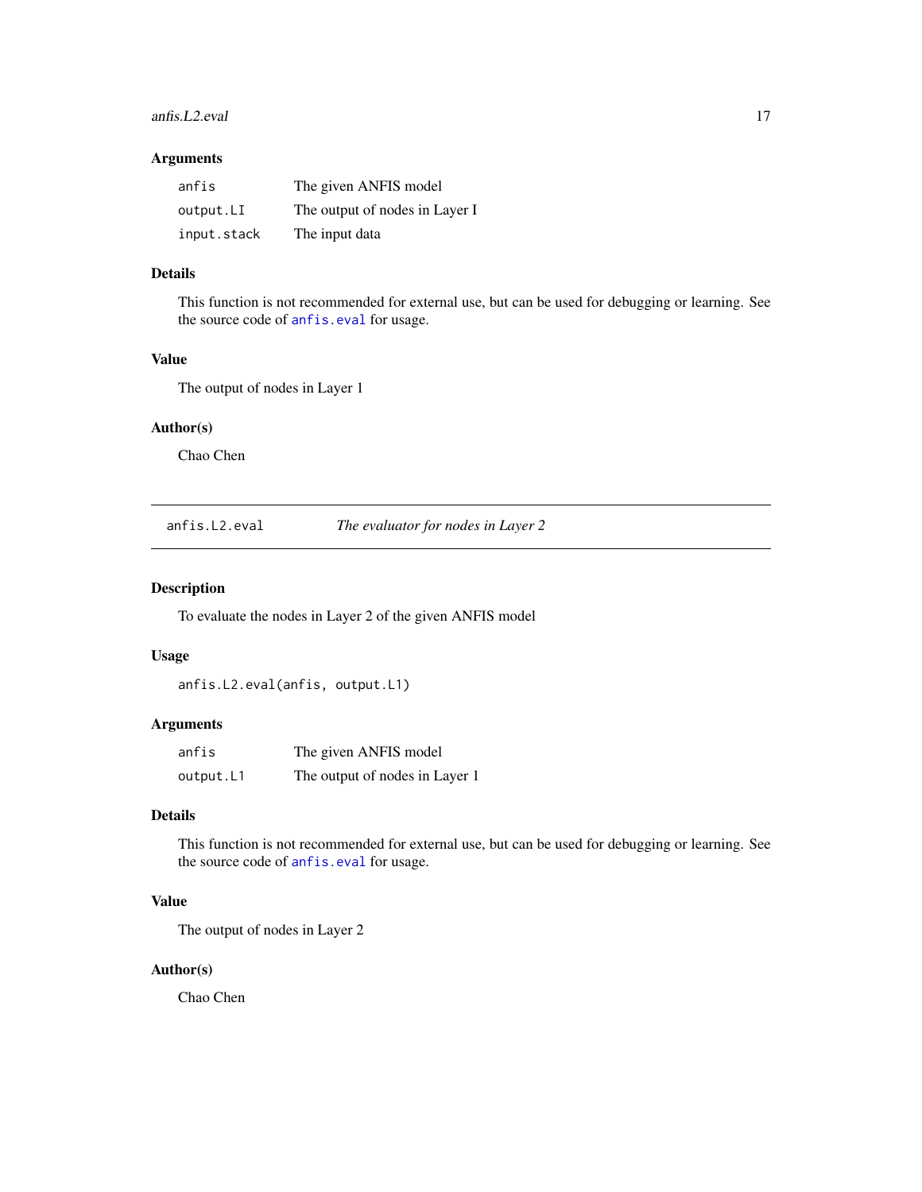### Arguments

| | |
|---|---|
| `anfis` | The given ANFIS model |
| `output.LI` | The output of nodes in Layer I |
| `input.stack` | The input data |

### Details

This function is not recommended for external use, but can be used for debugging or learning. See the source code of `anfis.eval` for usage.

### Value

The output of nodes in Layer 1

### Author(s)

Chao Chen

---

## anfis.L2.eval — *The evaluator for nodes in Layer 2*

---

### Description

To evaluate the nodes in Layer 2 of the given ANFIS model

### Usage

```
anfis.L2.eval(anfis, output.L1)
```

### Arguments

| | |
|---|---|
| `anfis` | The given ANFIS model |
| `output.L1` | The output of nodes in Layer 1 |

### Details

This function is not recommended for external use, but can be used for debugging or learning. See the source code of `anfis.eval` for usage.

### Value

The output of nodes in Layer 2

### Author(s)

Chao Chen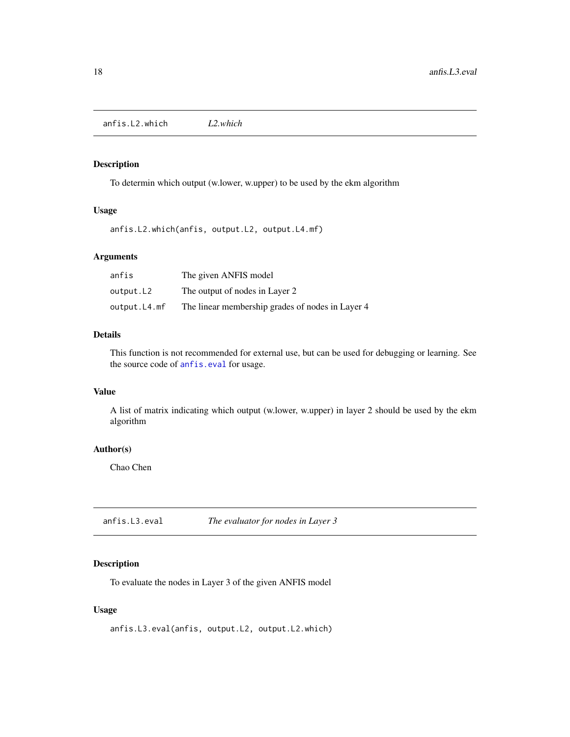## anfis.L2.which    *L2.which*

### Description

To determin which output (w.lower, w.upper) to be used by the ekm algorithm

### Usage

```
anfis.L2.which(anfis, output.L2, output.L4.mf)
```

### Arguments

| | |
|---|---|
| anfis | The given ANFIS model |
| output.L2 | The output of nodes in Layer 2 |
| output.L4.mf | The linear membership grades of nodes in Layer 4 |

### Details

This function is not recommended for external use, but can be used for debugging or learning. See the source code of `anfis.eval` for usage.

### Value

A list of matrix indicating which output (w.lower, w.upper) in layer 2 should be used by the ekm algorithm

### Author(s)

Chao Chen

## anfis.L3.eval    *The evaluator for nodes in Layer 3*

### Description

To evaluate the nodes in Layer 3 of the given ANFIS model

### Usage

```
anfis.L3.eval(anfis, output.L2, output.L2.which)
```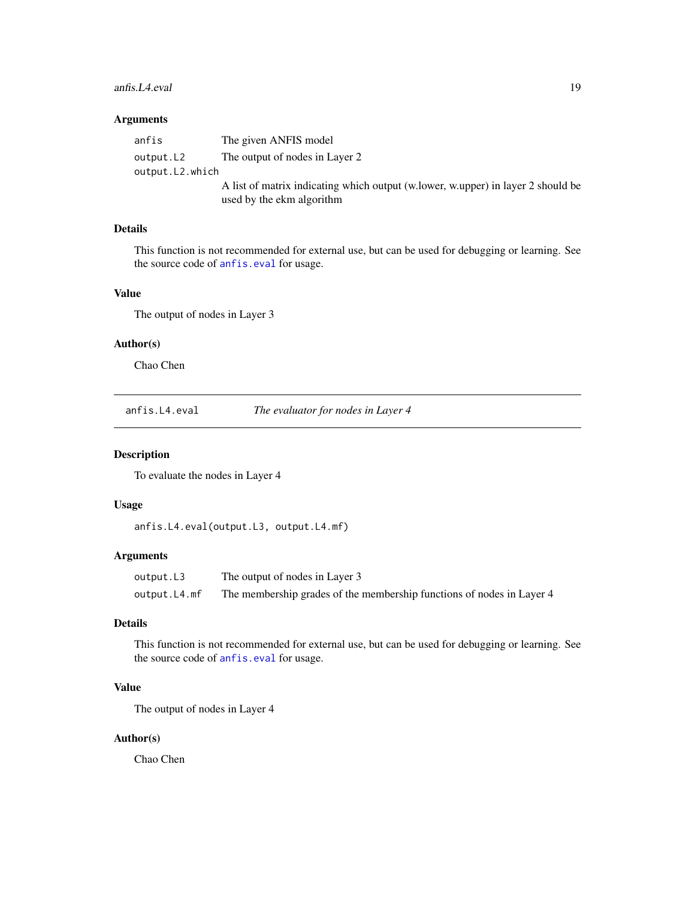### Arguments

| | |
|---|---|
| `anfis` | The given ANFIS model |
| `output.L2` | The output of nodes in Layer 2 |
| `output.L2.which` | A list of matrix indicating which output (w.lower, w.upper) in layer 2 should be used by the ekm algorithm |

### Details

This function is not recommended for external use, but can be used for debugging or learning. See the source code of `anfis.eval` for usage.

### Value

The output of nodes in Layer 3

### Author(s)

Chao Chen

---

## anfis.L4.eval — *The evaluator for nodes in Layer 4*

---

### Description

To evaluate the nodes in Layer 4

### Usage

```
anfis.L4.eval(output.L3, output.L4.mf)
```

### Arguments

| | |
|---|---|
| `output.L3` | The output of nodes in Layer 3 |
| `output.L4.mf` | The membership grades of the membership functions of nodes in Layer 4 |

### Details

This function is not recommended for external use, but can be used for debugging or learning. See the source code of `anfis.eval` for usage.

### Value

The output of nodes in Layer 4

### Author(s)

Chao Chen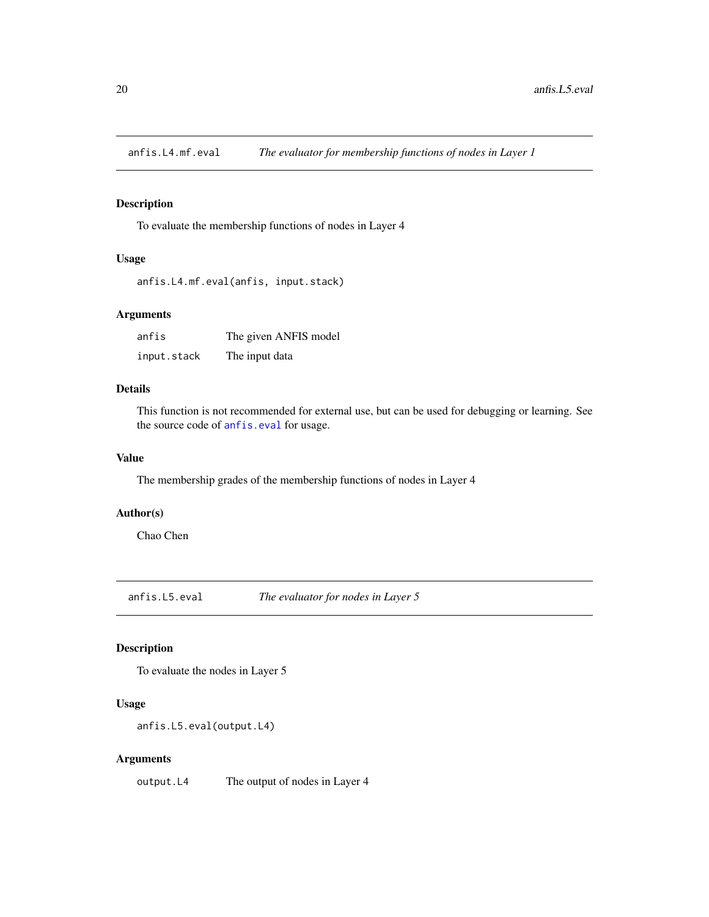## `anfis.L4.mf.eval` *The evaluator for membership functions of nodes in Layer 1*

### Description

To evaluate the membership functions of nodes in Layer 4

### Usage

```
anfis.L4.mf.eval(anfis, input.stack)
```

### Arguments

| | |
|---|---|
| `anfis` | The given ANFIS model |
| `input.stack` | The input data |

### Details

This function is not recommended for external use, but can be used for debugging or learning. See the source code of `anfis.eval` for usage.

### Value

The membership grades of the membership functions of nodes in Layer 4

### Author(s)

Chao Chen

## `anfis.L5.eval` *The evaluator for nodes in Layer 5*

### Description

To evaluate the nodes in Layer 5

### Usage

```
anfis.L5.eval(output.L4)
```

### Arguments

| | |
|---|---|
| `output.L4` | The output of nodes in Layer 4 |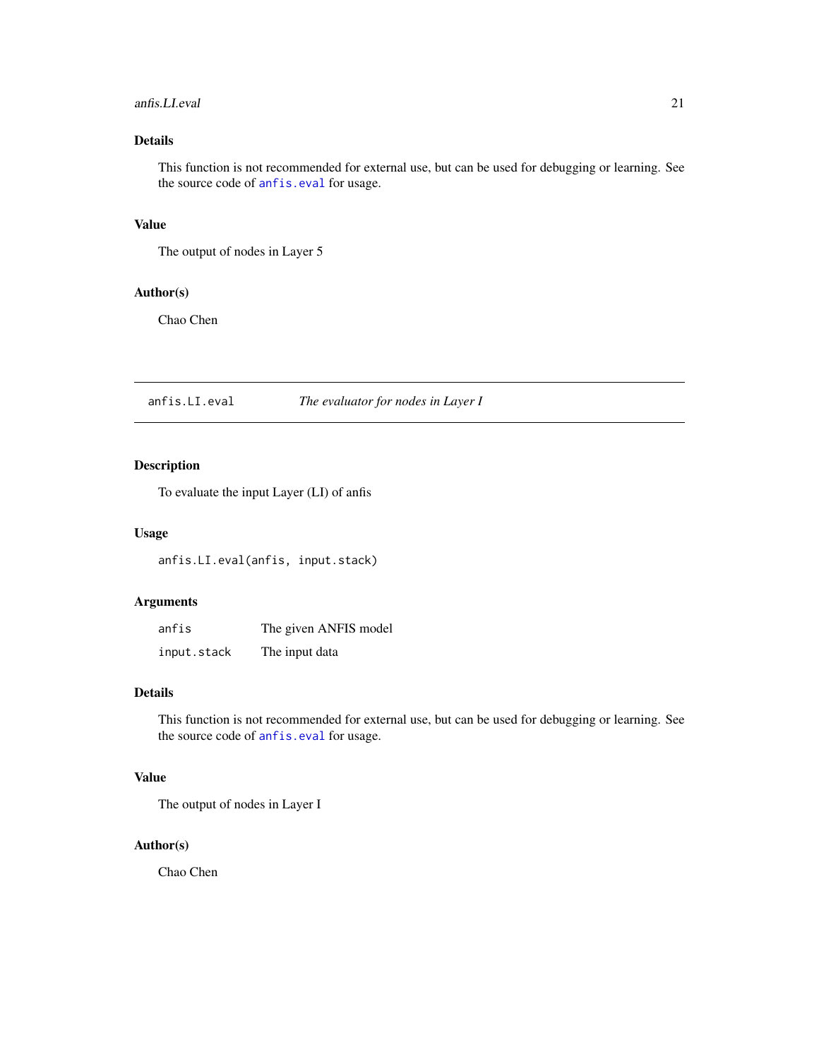## Details

This function is not recommended for external use, but can be used for debugging or learning. See the source code of `anfis.eval` for usage.

## Value

The output of nodes in Layer 5

## Author(s)

Chao Chen

---

# anfis.LI.eval — *The evaluator for nodes in Layer I*

## Description

To evaluate the input Layer (LI) of anfis

## Usage

```
anfis.LI.eval(anfis, input.stack)
```

## Arguments

| | |
|---|---|
| `anfis` | The given ANFIS model |
| `input.stack` | The input data |

## Details

This function is not recommended for external use, but can be used for debugging or learning. See the source code of `anfis.eval` for usage.

## Value

The output of nodes in Layer I

## Author(s)

Chao Chen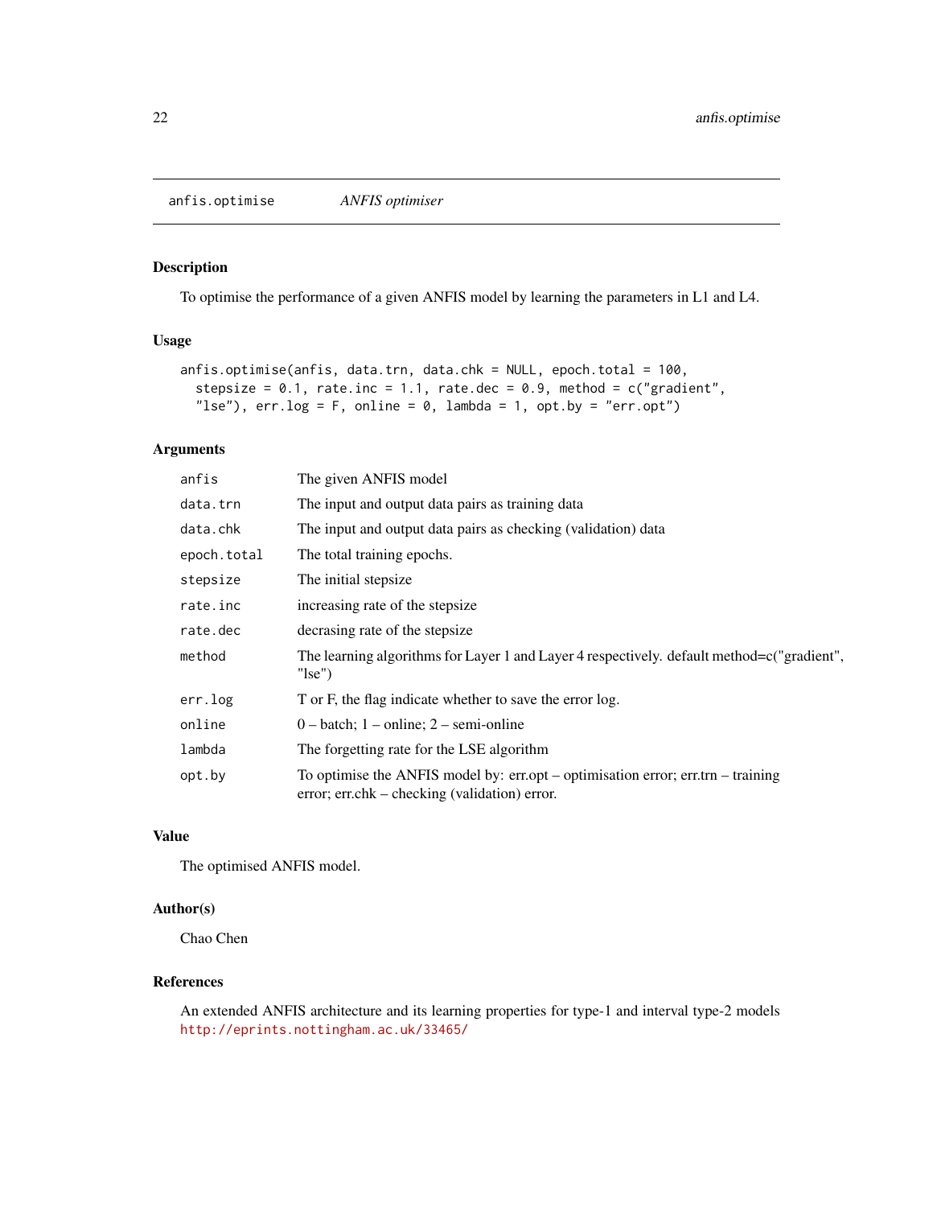anfis.optimise    *ANFIS optimiser*

## Description

To optimise the performance of a given ANFIS model by learning the parameters in L1 and L4.

## Usage

```
anfis.optimise(anfis, data.trn, data.chk = NULL, epoch.total = 100,
  stepsize = 0.1, rate.inc = 1.1, rate.dec = 0.9, method = c("gradient",
  "lse"), err.log = F, online = 0, lambda = 1, opt.by = "err.opt")
```

## Arguments

| | |
|---|---|
| `anfis` | The given ANFIS model |
| `data.trn` | The input and output data pairs as training data |
| `data.chk` | The input and output data pairs as checking (validation) data |
| `epoch.total` | The total training epochs. |
| `stepsize` | The initial stepsize |
| `rate.inc` | increasing rate of the stepsize |
| `rate.dec` | decrasing rate of the stepsize |
| `method` | The learning algorithms for Layer 1 and Layer 4 respectively. default method=c("gradient", "lse") |
| `err.log` | T or F, the flag indicate whether to save the error log. |
| `online` | 0 – batch; 1 – online; 2 – semi-online |
| `lambda` | The forgetting rate for the LSE algorithm |
| `opt.by` | To optimise the ANFIS model by: err.opt – optimisation error; err.trn – training error; err.chk – checking (validation) error. |

## Value

The optimised ANFIS model.

## Author(s)

Chao Chen

## References

An extended ANFIS architecture and its learning properties for type-1 and interval type-2 models
http://eprints.nottingham.ac.uk/33465/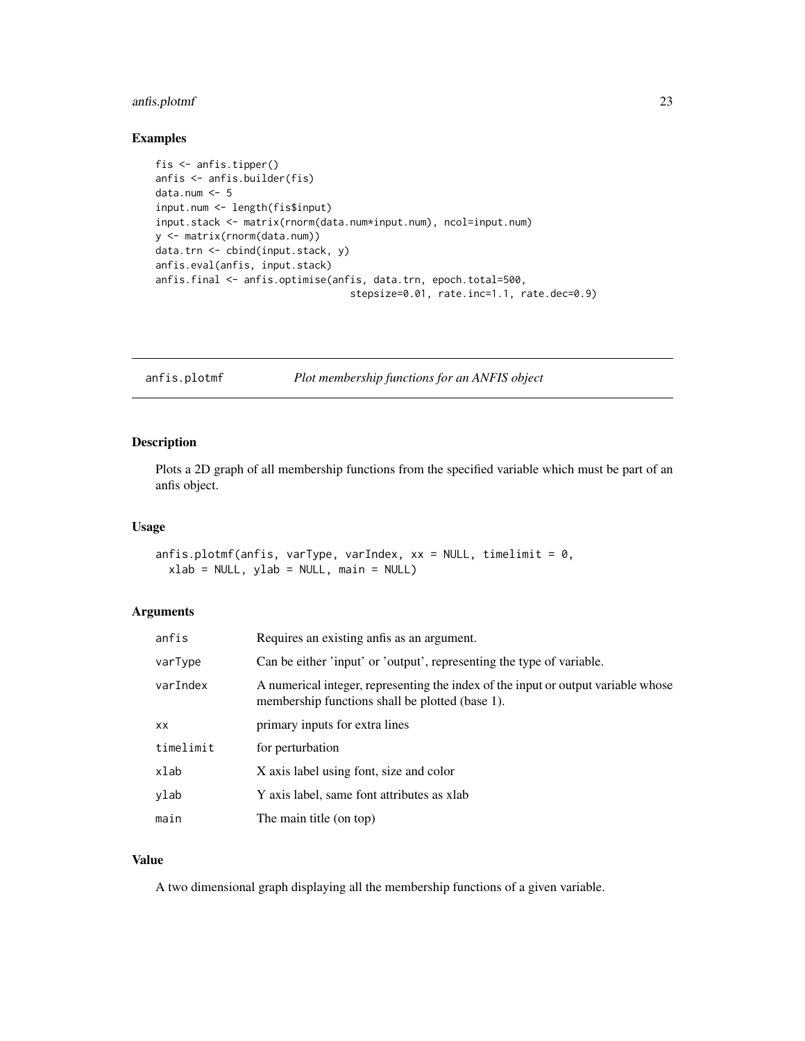### Examples

```
fis <- anfis.tipper()
anfis <- anfis.builder(fis)
data.num <- 5
input.num <- length(fis$input)
input.stack <- matrix(rnorm(data.num*input.num), ncol=input.num)
y <- matrix(rnorm(data.num))
data.trn <- cbind(input.stack, y)
anfis.eval(anfis, input.stack)
anfis.final <- anfis.optimise(anfis, data.trn, epoch.total=500,
                              stepsize=0.01, rate.inc=1.1, rate.dec=0.9)
```

---

## anfis.plotmf &nbsp;&nbsp;&nbsp; *Plot membership functions for an ANFIS object*

---

### Description

Plots a 2D graph of all membership functions from the specified variable which must be part of an anfis object.

### Usage

```
anfis.plotmf(anfis, varType, varIndex, xx = NULL, timelimit = 0,
  xlab = NULL, ylab = NULL, main = NULL)
```

### Arguments

| | |
|---|---|
| `anfis` | Requires an existing anfis as an argument. |
| `varType` | Can be either 'input' or 'output', representing the type of variable. |
| `varIndex` | A numerical integer, representing the index of the input or output variable whose membership functions shall be plotted (base 1). |
| `xx` | primary inputs for extra lines |
| `timelimit` | for perturbation |
| `xlab` | X axis label using font, size and color |
| `ylab` | Y axis label, same font attributes as xlab |
| `main` | The main title (on top) |

### Value

A two dimensional graph displaying all the membership functions of a given variable.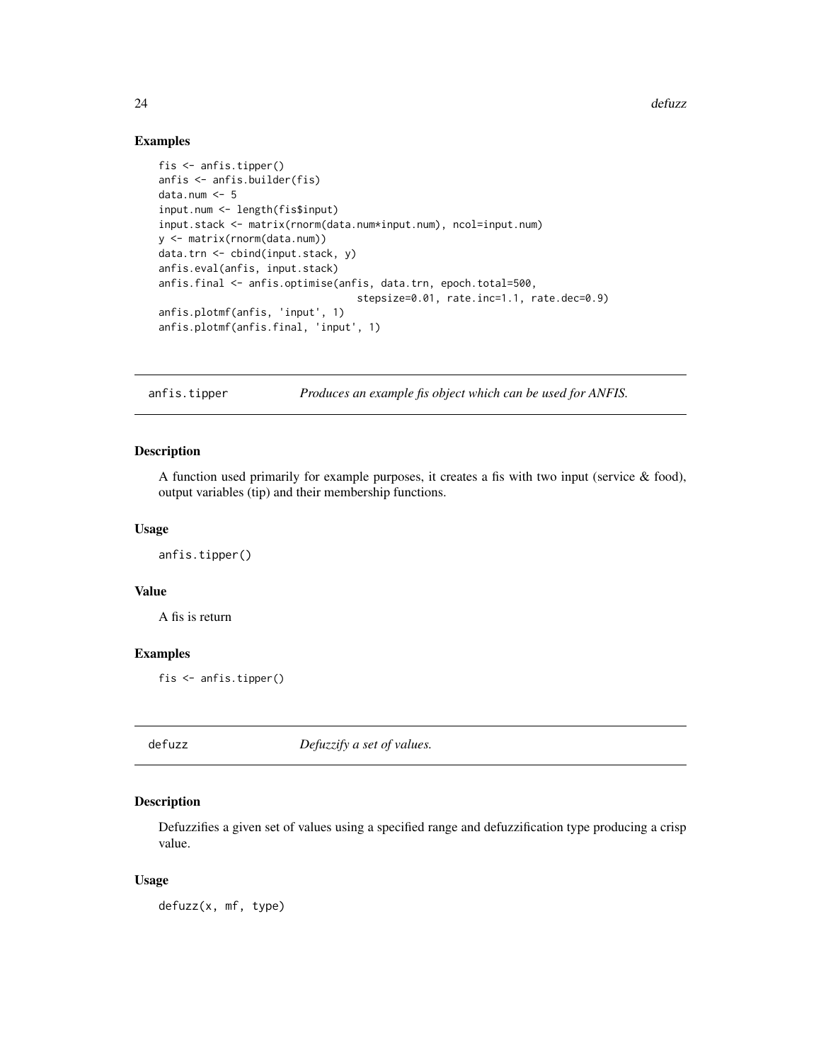### Examples

```
fis <- anfis.tipper()
anfis <- anfis.builder(fis)
data.num <- 5
input.num <- length(fis$input)
input.stack <- matrix(rnorm(data.num*input.num), ncol=input.num)
y <- matrix(rnorm(data.num))
data.trn <- cbind(input.stack, y)
anfis.eval(anfis, input.stack)
anfis.final <- anfis.optimise(anfis, data.trn, epoch.total=500,
                              stepsize=0.01, rate.inc=1.1, rate.dec=0.9)
anfis.plotmf(anfis, 'input', 1)
anfis.plotmf(anfis.final, 'input', 1)
```

---

## anfis.tipper    *Produces an example fis object which can be used for ANFIS.*

### Description

A function used primarily for example purposes, it creates a fis with two input (service & food), output variables (tip) and their membership functions.

### Usage

```
anfis.tipper()
```

### Value

A fis is return

### Examples

```
fis <- anfis.tipper()
```

---

## defuzz    *Defuzzify a set of values.*

### Description

Defuzzifies a given set of values using a specified range and defuzzification type producing a crisp value.

### Usage

```
defuzz(x, mf, type)
```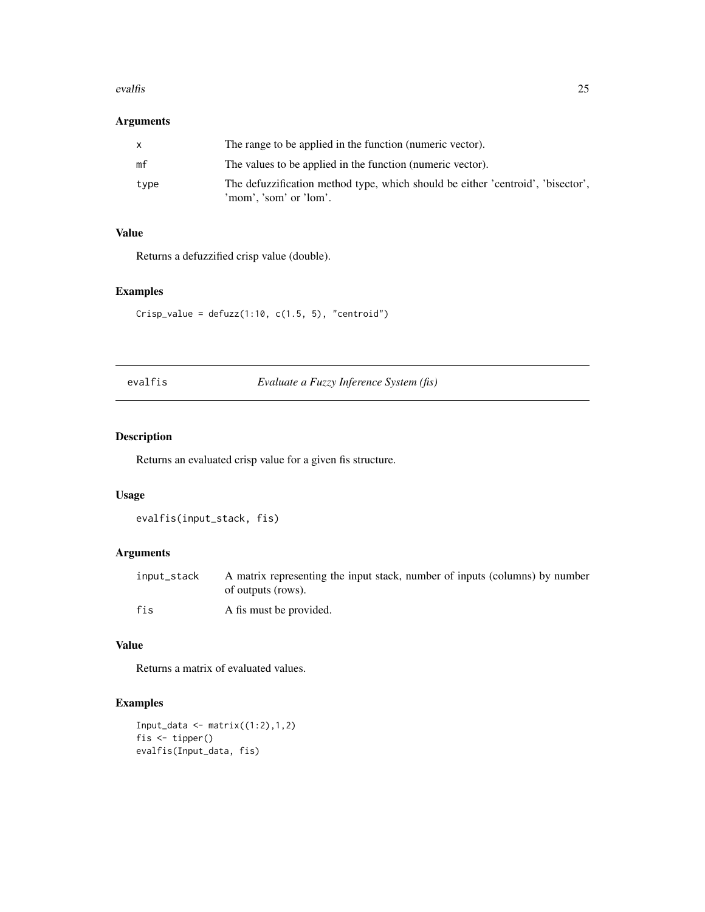### Arguments

| | |
|---|---|
| x | The range to be applied in the function (numeric vector). |
| mf | The values to be applied in the function (numeric vector). |
| type | The defuzzification method type, which should be either 'centroid', 'bisector', 'mom', 'som' or 'lom'. |

### Value

Returns a defuzzified crisp value (double).

### Examples

```
Crisp_value = defuzz(1:10, c(1.5, 5), "centroid")
```

---

## evalfis *Evaluate a Fuzzy Inference System (fis)*

---

### Description

Returns an evaluated crisp value for a given fis structure.

### Usage

```
evalfis(input_stack, fis)
```

### Arguments

| | |
|---|---|
| input_stack | A matrix representing the input stack, number of inputs (columns) by number of outputs (rows). |
| fis | A fis must be provided. |

### Value

Returns a matrix of evaluated values.

### Examples

```
Input_data <- matrix((1:2),1,2)
fis <- tipper()
evalfis(Input_data, fis)
```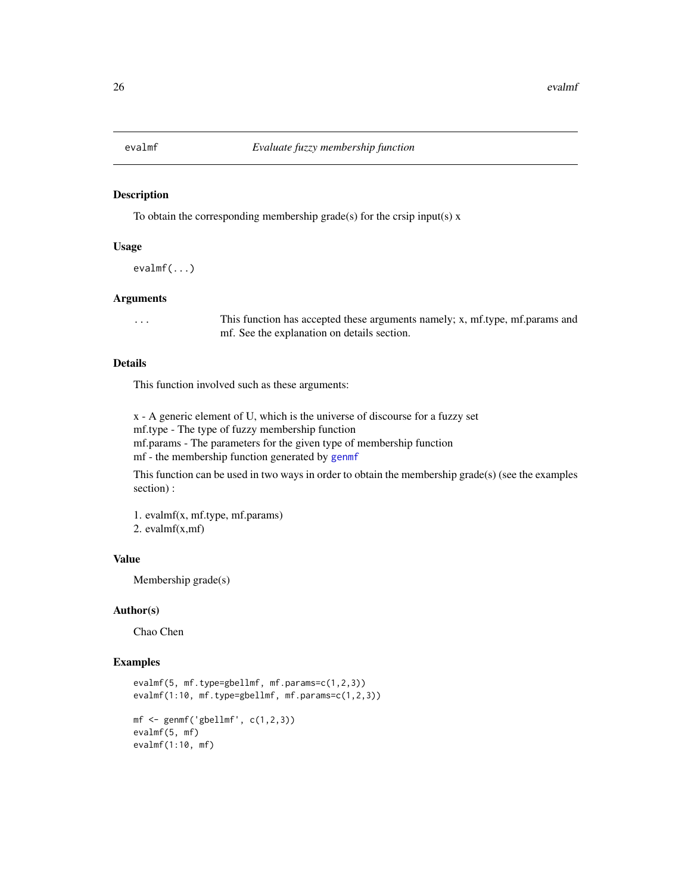# evalmf — *Evaluate fuzzy membership function*

## Description

To obtain the corresponding membership grade(s) for the crsip input(s) x

## Usage

```
evalmf(...)
```

## Arguments

| | |
|---|---|
| `...` | This function has accepted these arguments namely; x, mf.type, mf.params and mf. See the explanation on details section. |

## Details

This function involved such as these arguments:

x - A generic element of U, which is the universe of discourse for a fuzzy set
mf.type - The type of fuzzy membership function
mf.params - The parameters for the given type of membership function
mf - the membership function generated by `genmf`

This function can be used in two ways in order to obtain the membership grade(s) (see the examples section) :

1. evalmf(x, mf.type, mf.params)
2. evalmf(x,mf)

## Value

Membership grade(s)

## Author(s)

Chao Chen

## Examples

```
evalmf(5, mf.type=gbellmf, mf.params=c(1,2,3))
evalmf(1:10, mf.type=gbellmf, mf.params=c(1,2,3))

mf <- genmf('gbellmf', c(1,2,3))
evalmf(5, mf)
evalmf(1:10, mf)
```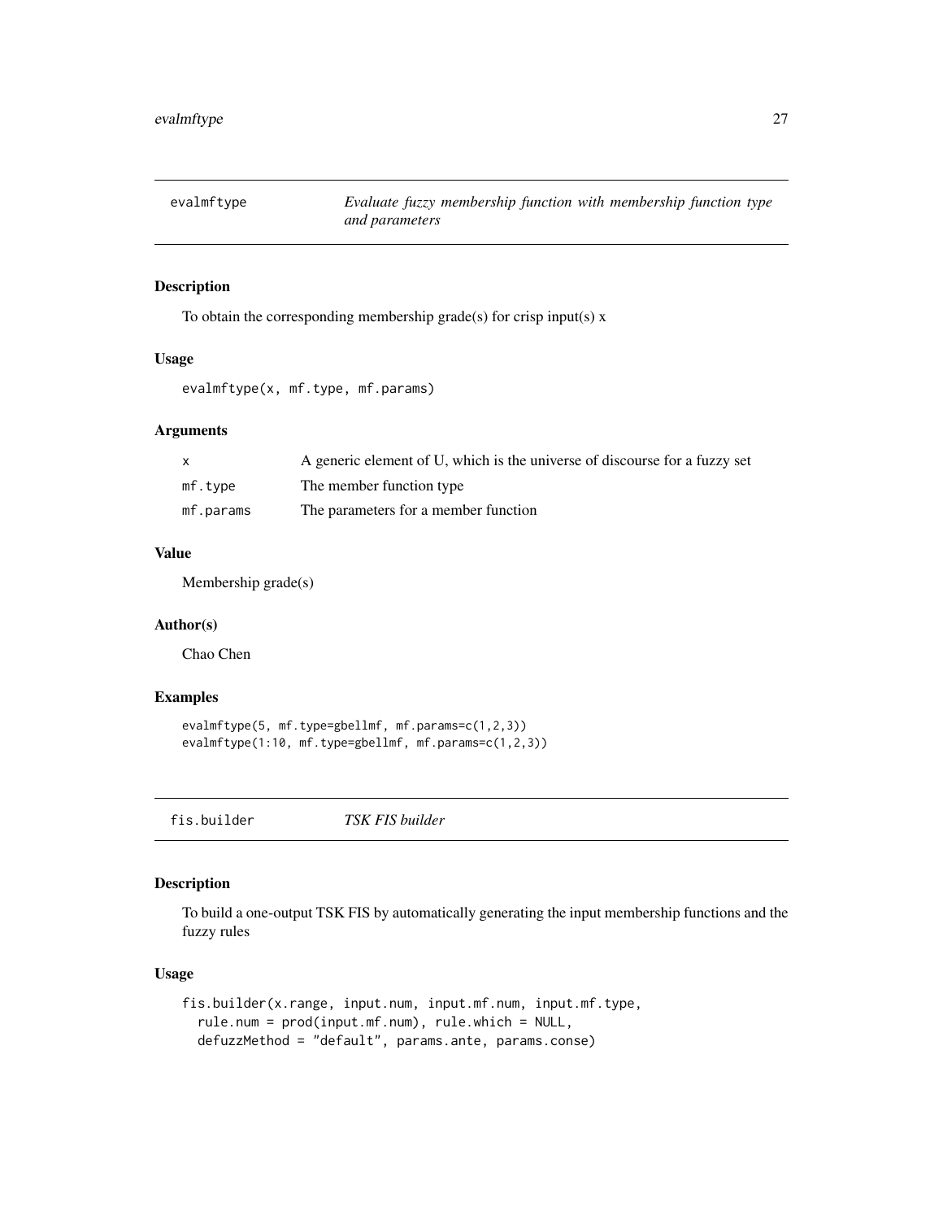## evalmftype — *Evaluate fuzzy membership function with membership function type and parameters*

### Description

To obtain the corresponding membership grade(s) for crisp input(s) x

### Usage

```
evalmftype(x, mf.type, mf.params)
```

### Arguments

| | |
|---|---|
| x | A generic element of U, which is the universe of discourse for a fuzzy set |
| mf.type | The member function type |
| mf.params | The parameters for a member function |

### Value

Membership grade(s)

### Author(s)

Chao Chen

### Examples

```
evalmftype(5, mf.type=gbellmf, mf.params=c(1,2,3))
evalmftype(1:10, mf.type=gbellmf, mf.params=c(1,2,3))
```

## fis.builder — *TSK FIS builder*

### Description

To build a one-output TSK FIS by automatically generating the input membership functions and the fuzzy rules

### Usage

```
fis.builder(x.range, input.num, input.mf.num, input.mf.type,
  rule.num = prod(input.mf.num), rule.which = NULL,
  defuzzMethod = "default", params.ante, params.conse)
```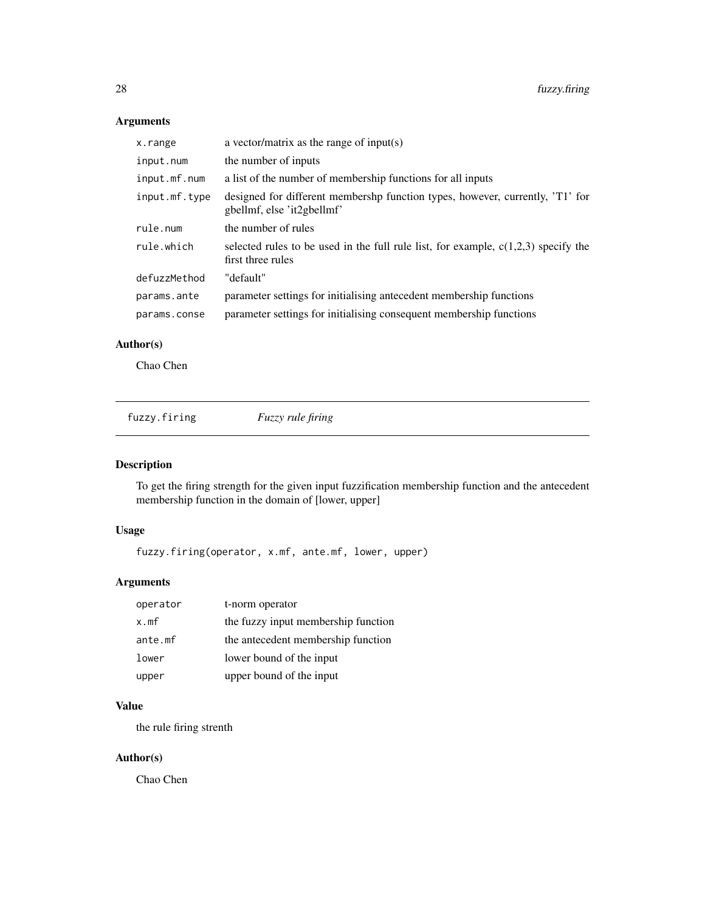## Arguments

| | |
|---|---|
| x.range | a vector/matrix as the range of input(s) |
| input.num | the number of inputs |
| input.mf.num | a list of the number of membership functions for all inputs |
| input.mf.type | designed for different membershp function types, however, currently, 'T1' for gbellmf, else 'it2gbellmf' |
| rule.num | the number of rules |
| rule.which | selected rules to be used in the full rule list, for example, c(1,2,3) specify the first three rules |
| defuzzMethod | "default" |
| params.ante | parameter settings for initialising antecedent membership functions |
| params.conse | parameter settings for initialising consequent membership functions |

## Author(s)

Chao Chen

---

# fuzzy.firing *Fuzzy rule firing*

## Description

To get the firing strength for the given input fuzzification membership function and the antecedent membership function in the domain of [lower, upper]

## Usage

```
fuzzy.firing(operator, x.mf, ante.mf, lower, upper)
```

## Arguments

| | |
|---|---|
| operator | t-norm operator |
| x.mf | the fuzzy input membership function |
| ante.mf | the antecedent membership function |
| lower | lower bound of the input |
| upper | upper bound of the input |

## Value

the rule firing strenth

## Author(s)

Chao Chen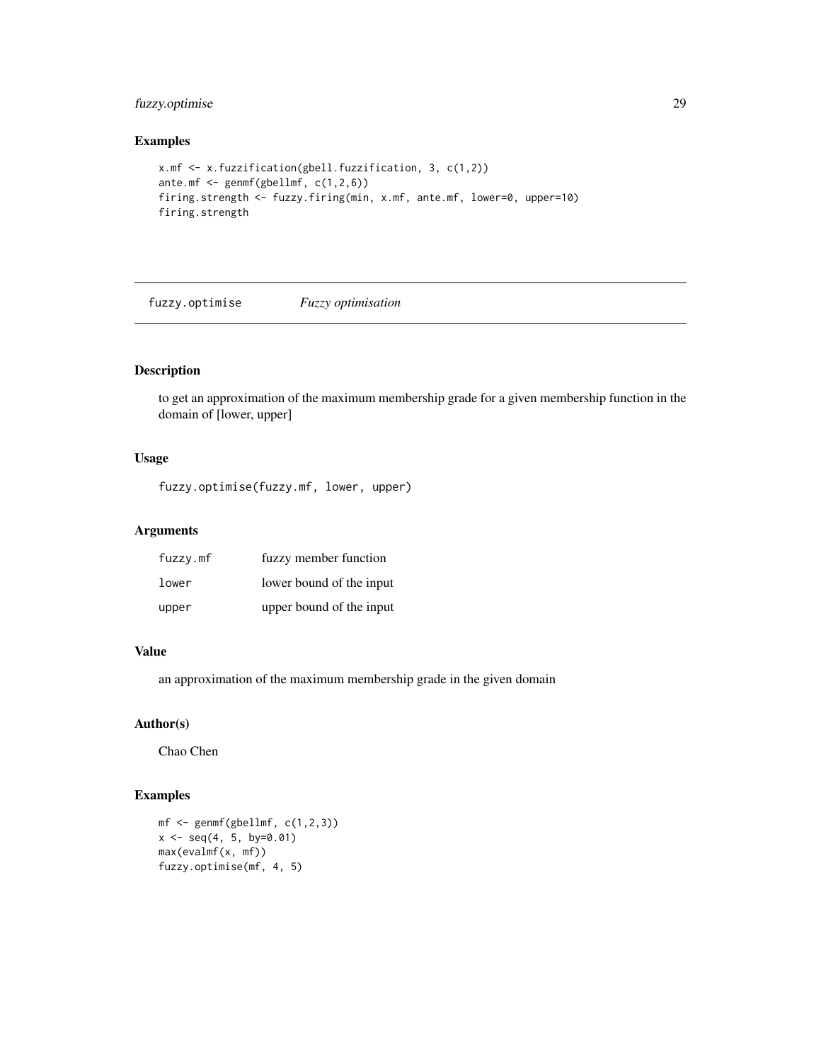## Examples

```
x.mf <- x.fuzzification(gbell.fuzzification, 3, c(1,2))
ante.mf <- genmf(gbellmf, c(1,2,6))
firing.strength <- fuzzy.firing(min, x.mf, ante.mf, lower=0, upper=10)
firing.strength
```

---

# fuzzy.optimise — *Fuzzy optimisation*

## Description

to get an approximation of the maximum membership grade for a given membership function in the domain of [lower, upper]

## Usage

```
fuzzy.optimise(fuzzy.mf, lower, upper)
```

## Arguments

| | |
|---|---|
| `fuzzy.mf` | fuzzy member function |
| `lower` | lower bound of the input |
| `upper` | upper bound of the input |

## Value

an approximation of the maximum membership grade in the given domain

## Author(s)

Chao Chen

## Examples

```
mf <- genmf(gbellmf, c(1,2,3))
x <- seq(4, 5, by=0.01)
max(evalmf(x, mf))
fuzzy.optimise(mf, 4, 5)
```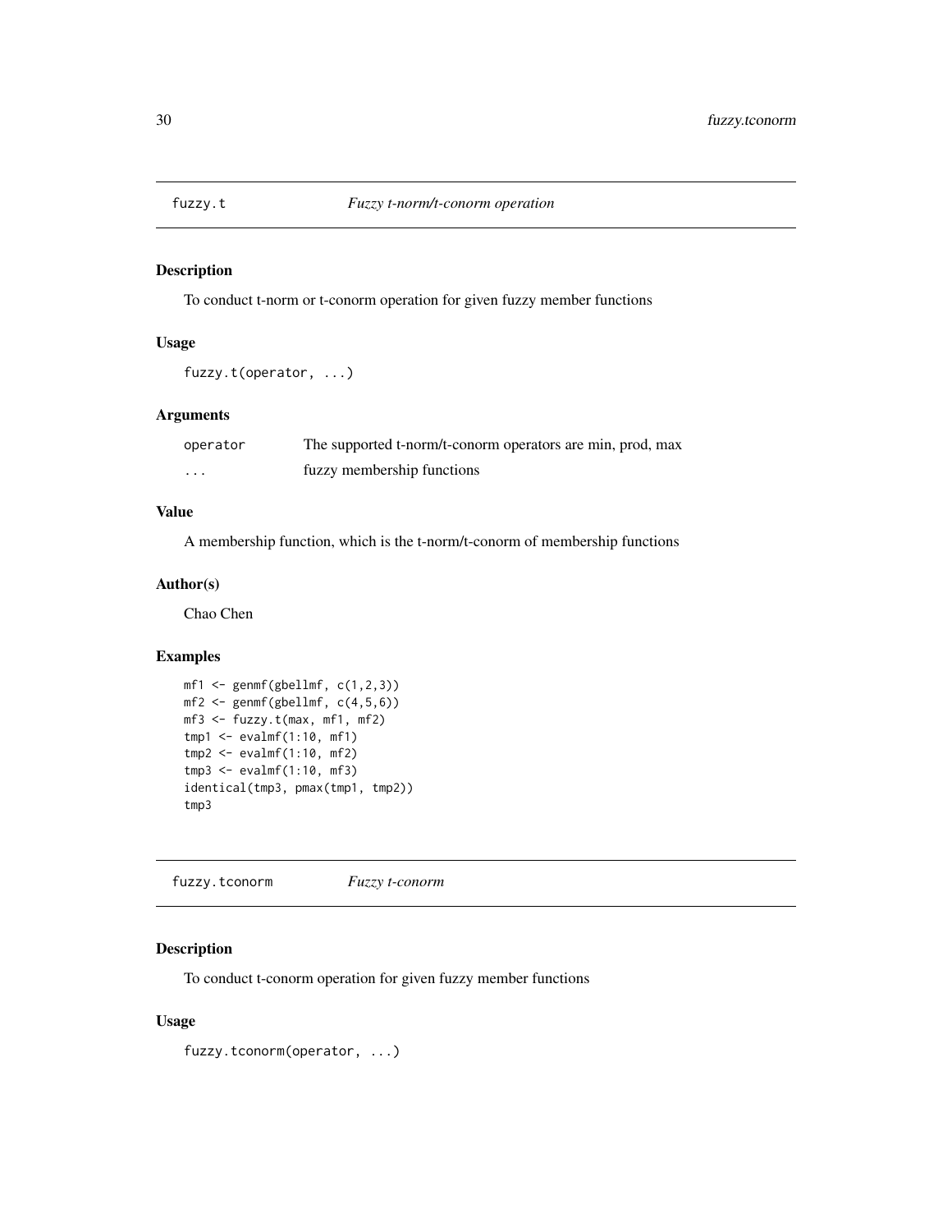## fuzzy.t — *Fuzzy t-norm/t-conorm operation*

### Description

To conduct t-norm or t-conorm operation for given fuzzy member functions

### Usage

```
fuzzy.t(operator, ...)
```

### Arguments

| | |
|---|---|
| operator | The supported t-norm/t-conorm operators are min, prod, max |
| ... | fuzzy membership functions |

### Value

A membership function, which is the t-norm/t-conorm of membership functions

### Author(s)

Chao Chen

### Examples

```
mf1 <- genmf(gbellmf, c(1,2,3))
mf2 <- genmf(gbellmf, c(4,5,6))
mf3 <- fuzzy.t(max, mf1, mf2)
tmp1 <- evalmf(1:10, mf1)
tmp2 <- evalmf(1:10, mf2)
tmp3 <- evalmf(1:10, mf3)
identical(tmp3, pmax(tmp1, tmp2))
tmp3
```

## fuzzy.tconorm — *Fuzzy t-conorm*

### Description

To conduct t-conorm operation for given fuzzy member functions

### Usage

```
fuzzy.tconorm(operator, ...)
```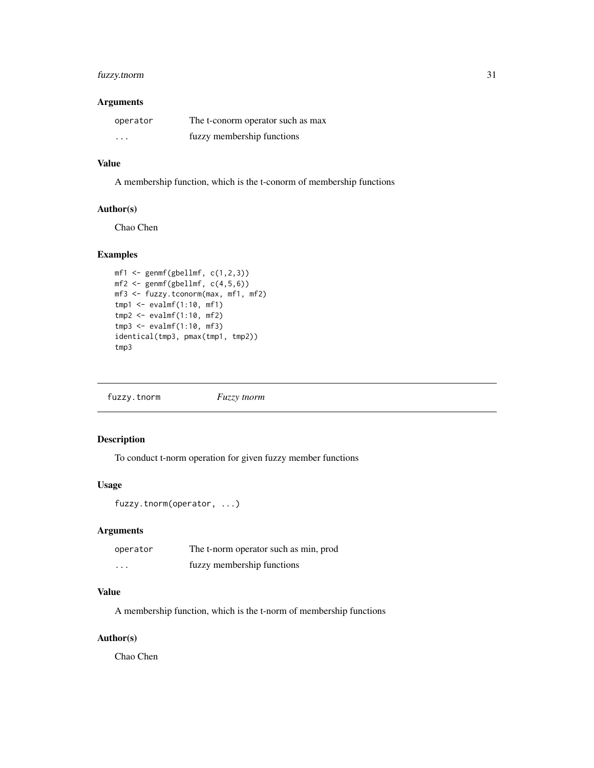### Arguments

| | |
|---|---|
| operator | The t-conorm operator such as max |
| ... | fuzzy membership functions |

### Value

A membership function, which is the t-conorm of membership functions

### Author(s)

Chao Chen

### Examples

```
mf1 <- genmf(gbellmf, c(1,2,3))
mf2 <- genmf(gbellmf, c(4,5,6))
mf3 <- fuzzy.tconorm(max, mf1, mf2)
tmp1 <- evalmf(1:10, mf1)
tmp2 <- evalmf(1:10, mf2)
tmp3 <- evalmf(1:10, mf3)
identical(tmp3, pmax(tmp1, tmp2))
tmp3
```

---

## fuzzy.tnorm *Fuzzy tnorm*

### Description

To conduct t-norm operation for given fuzzy member functions

### Usage

```
fuzzy.tnorm(operator, ...)
```

### Arguments

| | |
|---|---|
| operator | The t-norm operator such as min, prod |
| ... | fuzzy membership functions |

### Value

A membership function, which is the t-norm of membership functions

### Author(s)

Chao Chen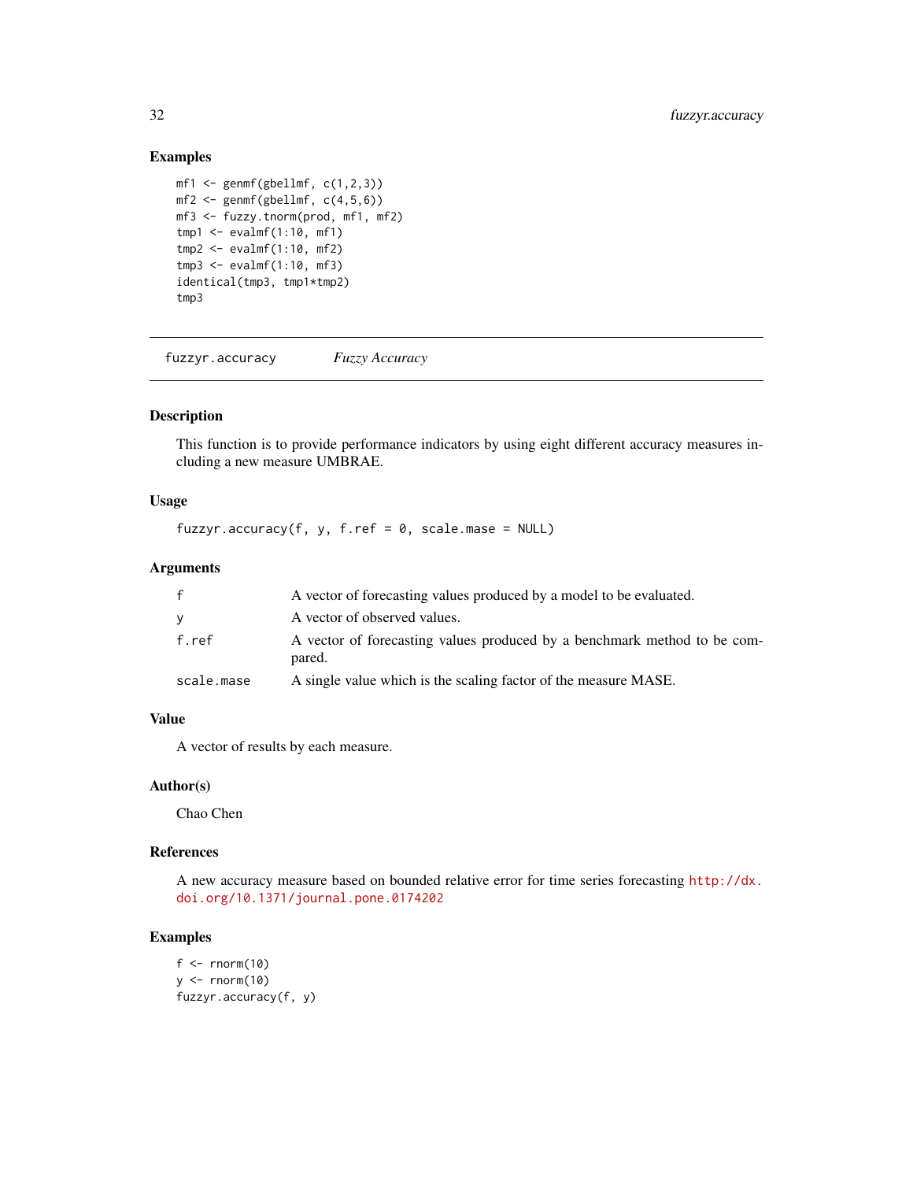## Examples

```
mf1 <- genmf(gbellmf, c(1,2,3))
mf2 <- genmf(gbellmf, c(4,5,6))
mf3 <- fuzzy.tnorm(prod, mf1, mf2)
tmp1 <- evalmf(1:10, mf1)
tmp2 <- evalmf(1:10, mf2)
tmp3 <- evalmf(1:10, mf3)
identical(tmp3, tmp1*tmp2)
tmp3
```

---

# fuzzyr.accuracy *Fuzzy Accuracy*

## Description

This function is to provide performance indicators by using eight different accuracy measures including a new measure UMBRAE.

## Usage

```
fuzzyr.accuracy(f, y, f.ref = 0, scale.mase = NULL)
```

## Arguments

| | |
|---|---|
| f | A vector of forecasting values produced by a model to be evaluated. |
| y | A vector of observed values. |
| f.ref | A vector of forecasting values produced by a benchmark method to be compared. |
| scale.mase | A single value which is the scaling factor of the measure MASE. |

## Value

A vector of results by each measure.

## Author(s)

Chao Chen

## References

A new accuracy measure based on bounded relative error for time series forecasting http://dx.doi.org/10.1371/journal.pone.0174202

## Examples

```
f <- rnorm(10)
y <- rnorm(10)
fuzzyr.accuracy(f, y)
```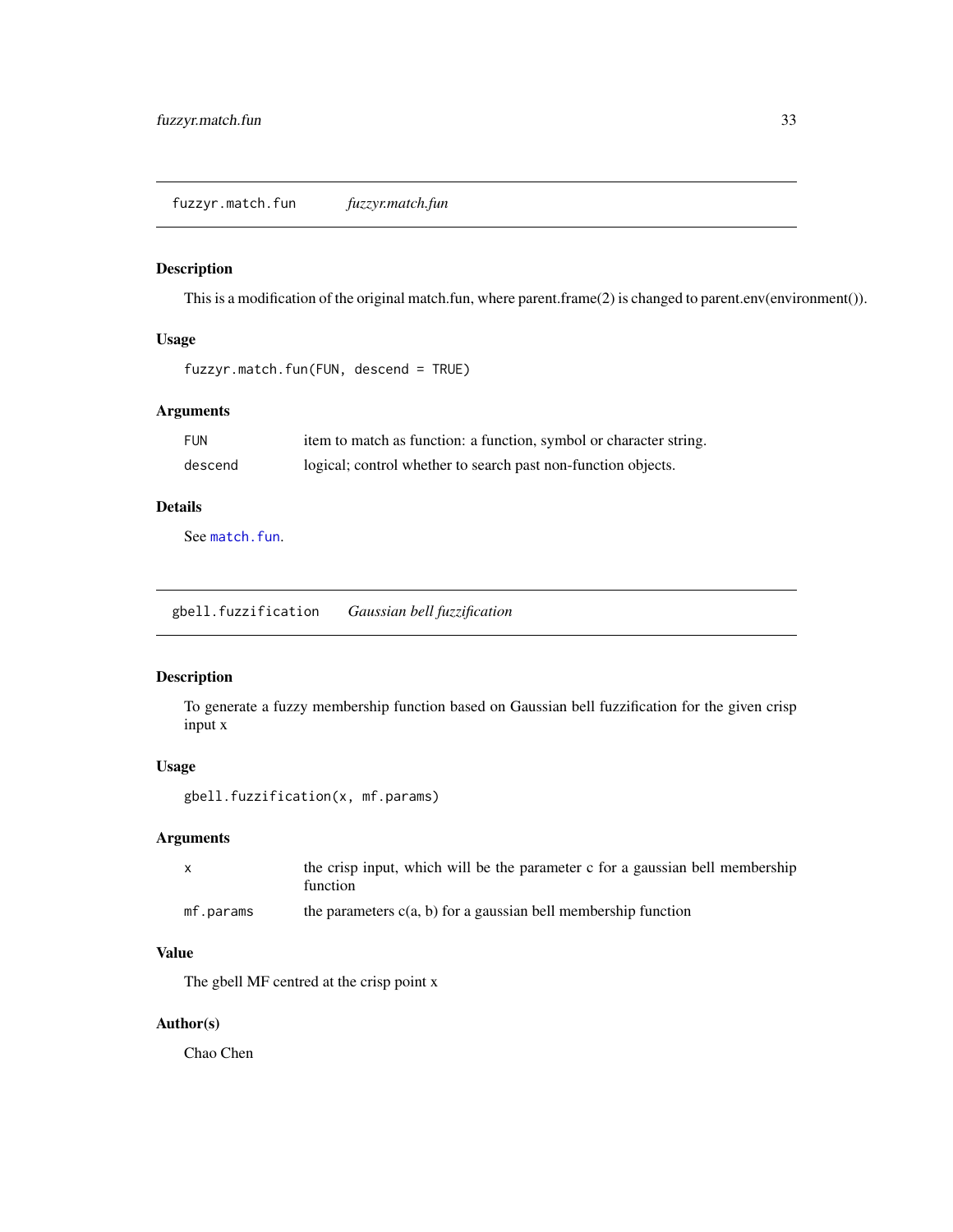## fuzzyr.match.fun — *fuzzyr.match.fun*

### Description

This is a modification of the original match.fun, where parent.frame(2) is changed to parent.env(environment()).

### Usage

```
fuzzyr.match.fun(FUN, descend = TRUE)
```

### Arguments

| | |
|---|---|
| `FUN` | item to match as function: a function, symbol or character string. |
| `descend` | logical; control whether to search past non-function objects. |

### Details

See `match.fun`.

## gbell.fuzzification — *Gaussian bell fuzzification*

### Description

To generate a fuzzy membership function based on Gaussian bell fuzzification for the given crisp input x

### Usage

```
gbell.fuzzification(x, mf.params)
```

### Arguments

| | |
|---|---|
| `x` | the crisp input, which will be the parameter c for a gaussian bell membership function |
| `mf.params` | the parameters c(a, b) for a gaussian bell membership function |

### Value

The gbell MF centred at the crisp point x

### Author(s)

Chao Chen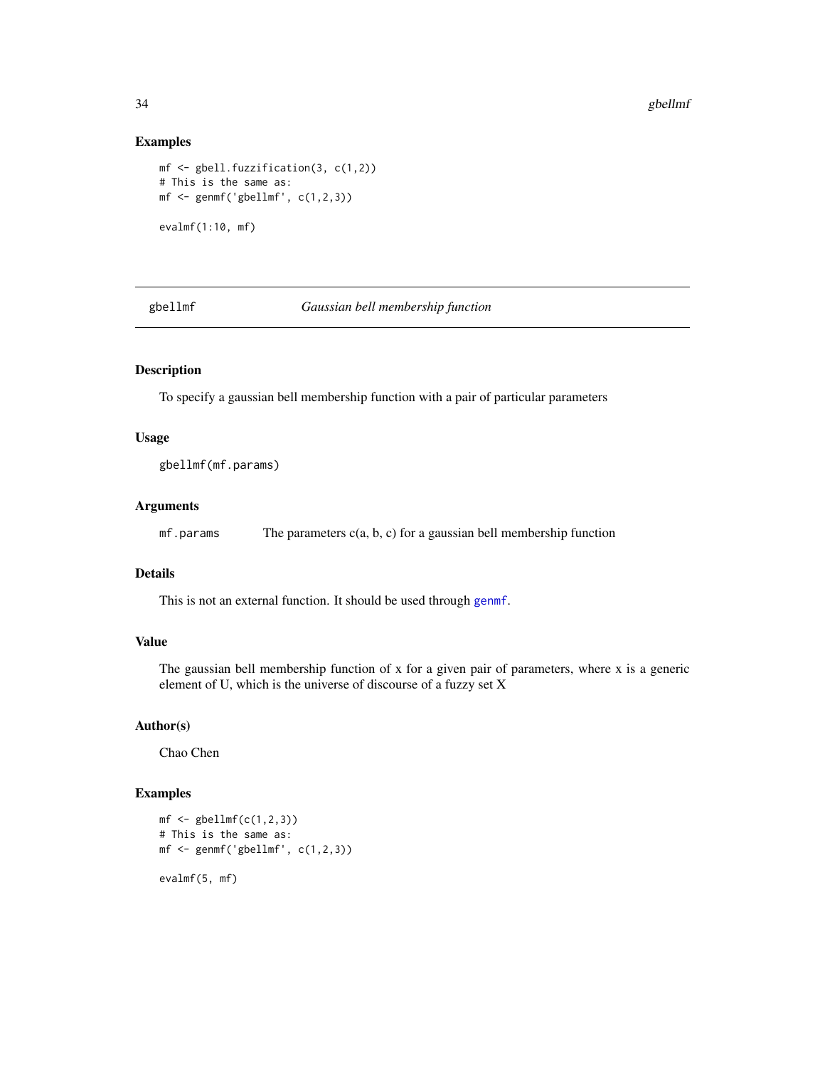### Examples

```
mf <- gbell.fuzzification(3, c(1,2))
# This is the same as:
mf <- genmf('gbellmf', c(1,2,3))

evalmf(1:10, mf)
```

---

## gbellmf — *Gaussian bell membership function*

---

### Description

To specify a gaussian bell membership function with a pair of particular parameters

### Usage

```
gbellmf(mf.params)
```

### Arguments

`mf.params` The parameters c(a, b, c) for a gaussian bell membership function

### Details

This is not an external function. It should be used through `genmf`.

### Value

The gaussian bell membership function of x for a given pair of parameters, where x is a generic element of U, which is the universe of discourse of a fuzzy set X

### Author(s)

Chao Chen

### Examples

```
mf <- gbellmf(c(1,2,3))
# This is the same as:
mf <- genmf('gbellmf', c(1,2,3))

evalmf(5, mf)
```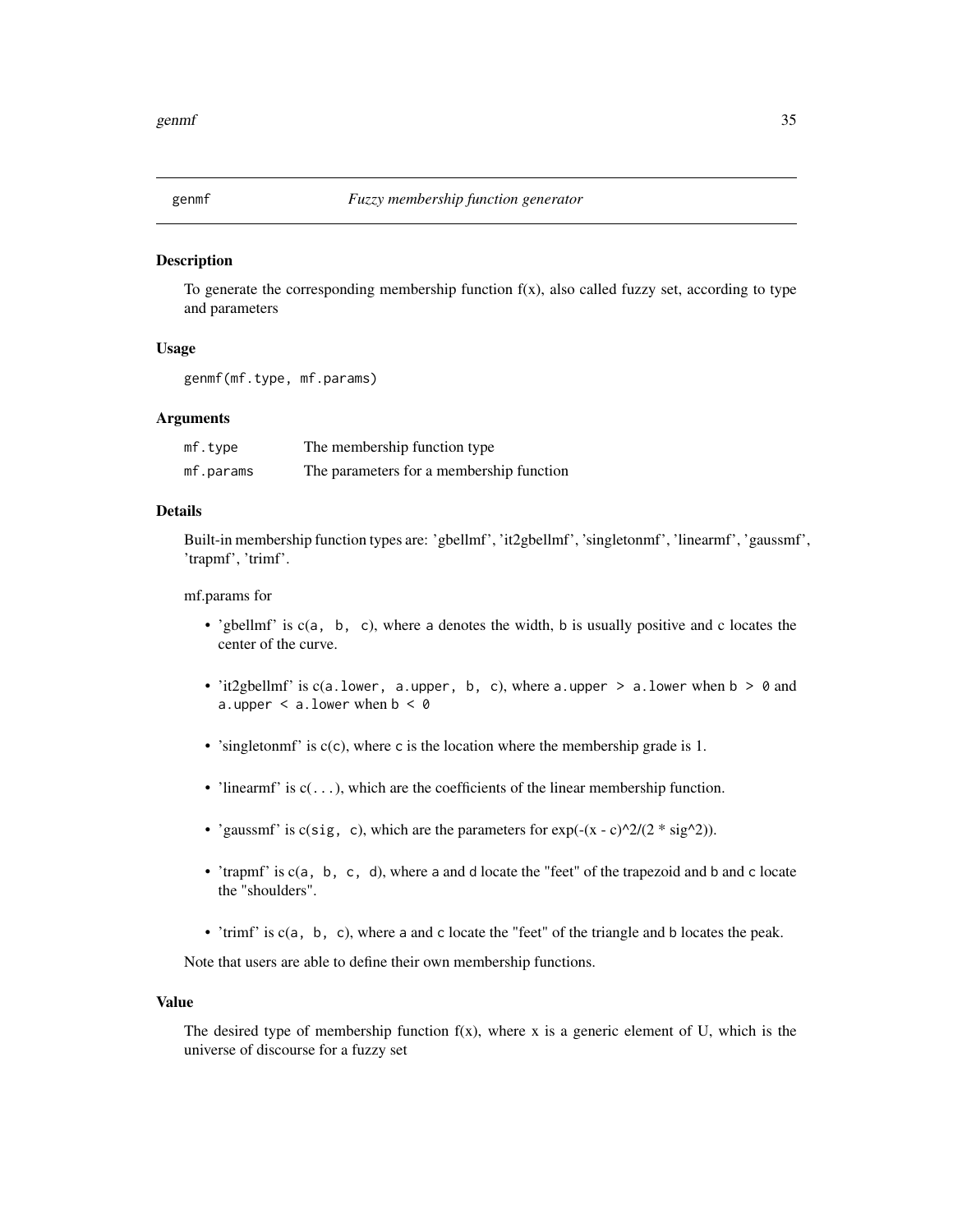## genmf — *Fuzzy membership function generator*

### Description

To generate the corresponding membership function f(x), also called fuzzy set, according to type and parameters

### Usage

```
genmf(mf.type, mf.params)
```

### Arguments

| | |
|---|---|
| mf.type | The membership function type |
| mf.params | The parameters for a membership function |

### Details

Built-in membership function types are: 'gbellmf', 'it2gbellmf', 'singletonmf', 'linearmf', 'gaussmf', 'trapmf', 'trimf'.

mf.params for

- 'gbellmf' is `c(a, b, c)`, where `a` denotes the width, `b` is usually positive and `c` locates the center of the curve.
- 'it2gbellmf' is `c(a.lower, a.upper, b, c)`, where `a.upper > a.lower` when `b > 0` and `a.upper < a.lower` when `b < 0`
- 'singletonmf' is `c(c)`, where `c` is the location where the membership grade is 1.
- 'linearmf' is `c(...)`, which are the coefficients of the linear membership function.
- 'gaussmf' is `c(sig, c)`, which are the parameters for exp(-(x - c)^2/(2 * sig^2)).
- 'trapmf' is `c(a, b, c, d)`, where `a` and `d` locate the "feet" of the trapezoid and `b` and `c` locate the "shoulders".
- 'trimf' is `c(a, b, c)`, where `a` and `c` locate the "feet" of the triangle and `b` locates the peak.

Note that users are able to define their own membership functions.

### Value

The desired type of membership function f(x), where x is a generic element of U, which is the universe of discourse for a fuzzy set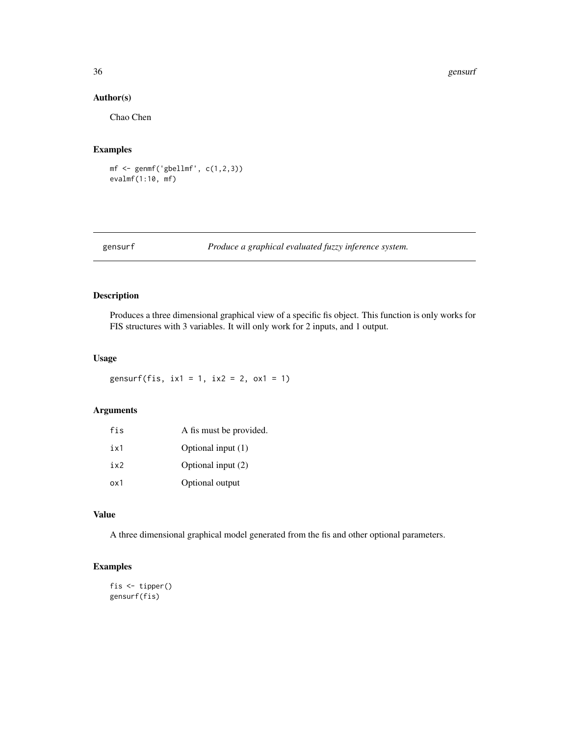## Author(s)

Chao Chen

## Examples

```
mf <- genmf('gbellmf', c(1,2,3))
evalmf(1:10, mf)
```

---

# gensurf — *Produce a graphical evaluated fuzzy inference system.*

---

## Description

Produces a three dimensional graphical view of a specific fis object. This function is only works for FIS structures with 3 variables. It will only work for 2 inputs, and 1 output.

## Usage

```
gensurf(fis, ix1 = 1, ix2 = 2, ox1 = 1)
```

## Arguments

| | |
|---|---|
| fis | A fis must be provided. |
| ix1 | Optional input (1) |
| ix2 | Optional input (2) |
| ox1 | Optional output |

## Value

A three dimensional graphical model generated from the fis and other optional parameters.

## Examples

```
fis <- tipper()
gensurf(fis)
```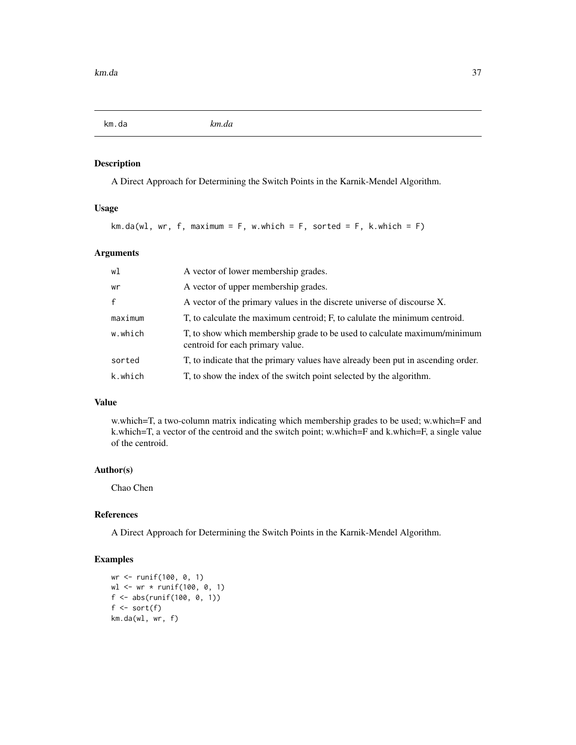| km.da | *km.da* |
|---|---|

## Description

A Direct Approach for Determining the Switch Points in the Karnik-Mendel Algorithm.

## Usage

```
km.da(wl, wr, f, maximum = F, w.which = F, sorted = F, k.which = F)
```

## Arguments

| | |
|---|---|
| wl | A vector of lower membership grades. |
| wr | A vector of upper membership grades. |
| f | A vector of the primary values in the discrete universe of discourse X. |
| maximum | T, to calculate the maximum centroid; F, to calulate the minimum centroid. |
| w.which | T, to show which membership grade to be used to calculate maximum/minimum centroid for each primary value. |
| sorted | T, to indicate that the primary values have already been put in ascending order. |
| k.which | T, to show the index of the switch point selected by the algorithm. |

## Value

w.which=T, a two-column matrix indicating which membership grades to be used; w.which=F and k.which=T, a vector of the centroid and the switch point; w.which=F and k.which=F, a single value of the centroid.

## Author(s)

Chao Chen

## References

A Direct Approach for Determining the Switch Points in the Karnik-Mendel Algorithm.

## Examples

```
wr <- runif(100, 0, 1)
wl <- wr * runif(100, 0, 1)
f <- abs(runif(100, 0, 1))
f <- sort(f)
km.da(wl, wr, f)
```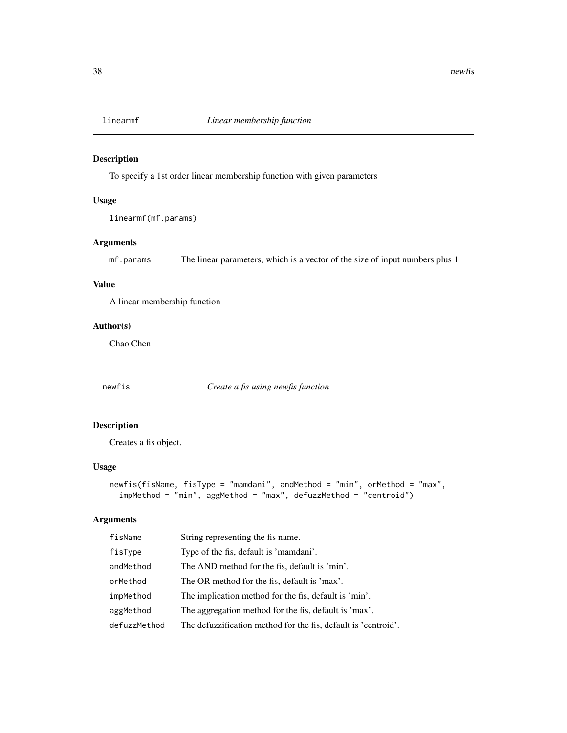## linearmf    *Linear membership function*

### Description

To specify a 1st order linear membership function with given parameters

### Usage

```
linearmf(mf.params)
```

### Arguments

| | |
|---|---|
| mf.params | The linear parameters, which is a vector of the size of input numbers plus 1 |

### Value

A linear membership function

### Author(s)

Chao Chen

## newfis    *Create a fis using newfis function*

### Description

Creates a fis object.

### Usage

```
newfis(fisName, fisType = "mamdani", andMethod = "min", orMethod = "max",
  impMethod = "min", aggMethod = "max", defuzzMethod = "centroid")
```

### Arguments

| | |
|---|---|
| fisName | String representing the fis name. |
| fisType | Type of the fis, default is 'mamdani'. |
| andMethod | The AND method for the fis, default is 'min'. |
| orMethod | The OR method for the fis, default is 'max'. |
| impMethod | The implication method for the fis, default is 'min'. |
| aggMethod | The aggregation method for the fis, default is 'max'. |
| defuzzMethod | The defuzzification method for the fis, default is 'centroid'. |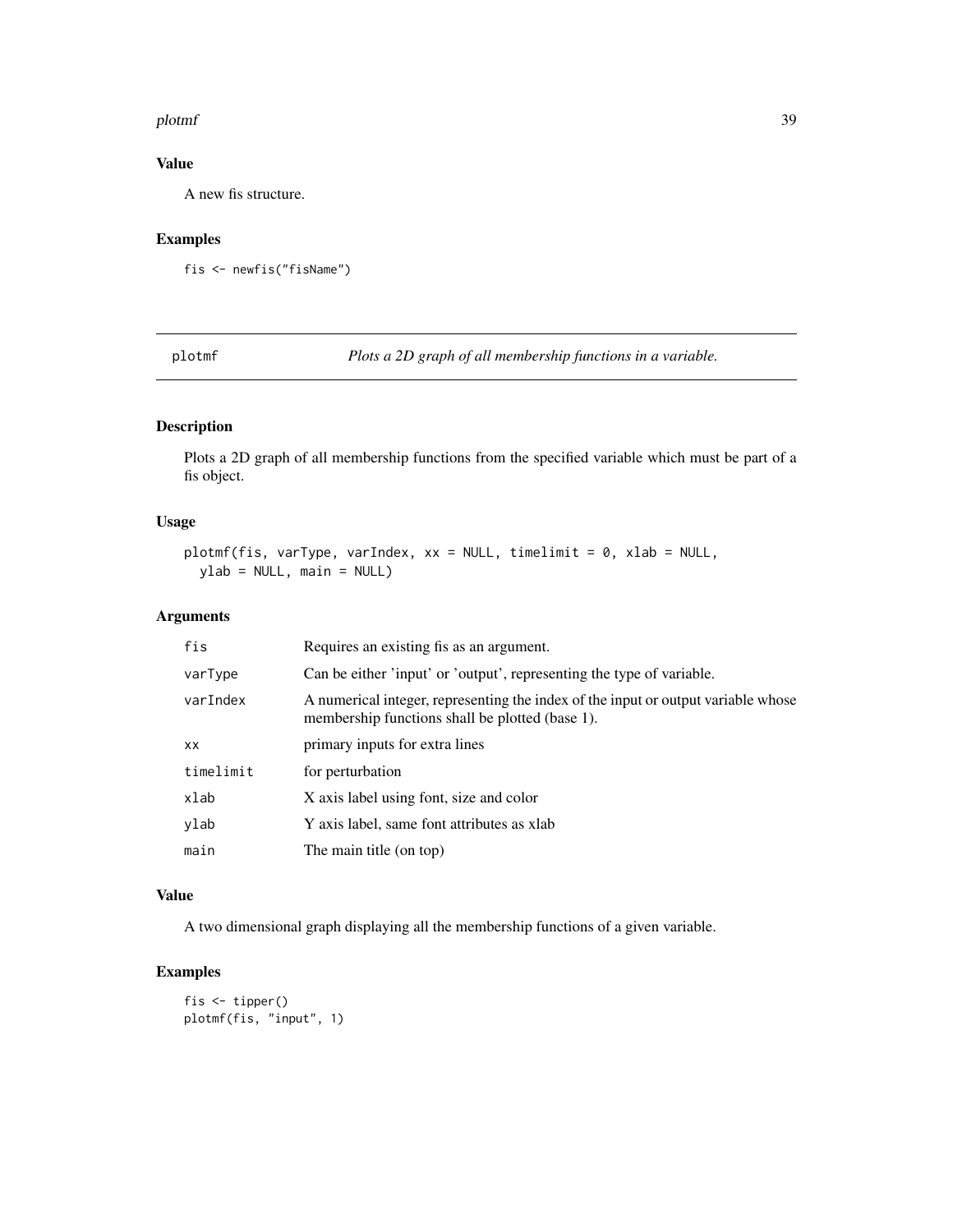## Value

A new fis structure.

## Examples

```
fis <- newfis("fisName")
```

---

# plotmf *Plots a 2D graph of all membership functions in a variable.*

---

## Description

Plots a 2D graph of all membership functions from the specified variable which must be part of a fis object.

## Usage

```
plotmf(fis, varType, varIndex, xx = NULL, timelimit = 0, xlab = NULL,
  ylab = NULL, main = NULL)
```

## Arguments

| | |
|---|---|
| `fis` | Requires an existing fis as an argument. |
| `varType` | Can be either 'input' or 'output', representing the type of variable. |
| `varIndex` | A numerical integer, representing the index of the input or output variable whose membership functions shall be plotted (base 1). |
| `xx` | primary inputs for extra lines |
| `timelimit` | for perturbation |
| `xlab` | X axis label using font, size and color |
| `ylab` | Y axis label, same font attributes as xlab |
| `main` | The main title (on top) |

## Value

A two dimensional graph displaying all the membership functions of a given variable.

## Examples

```
fis <- tipper()
plotmf(fis, "input", 1)
```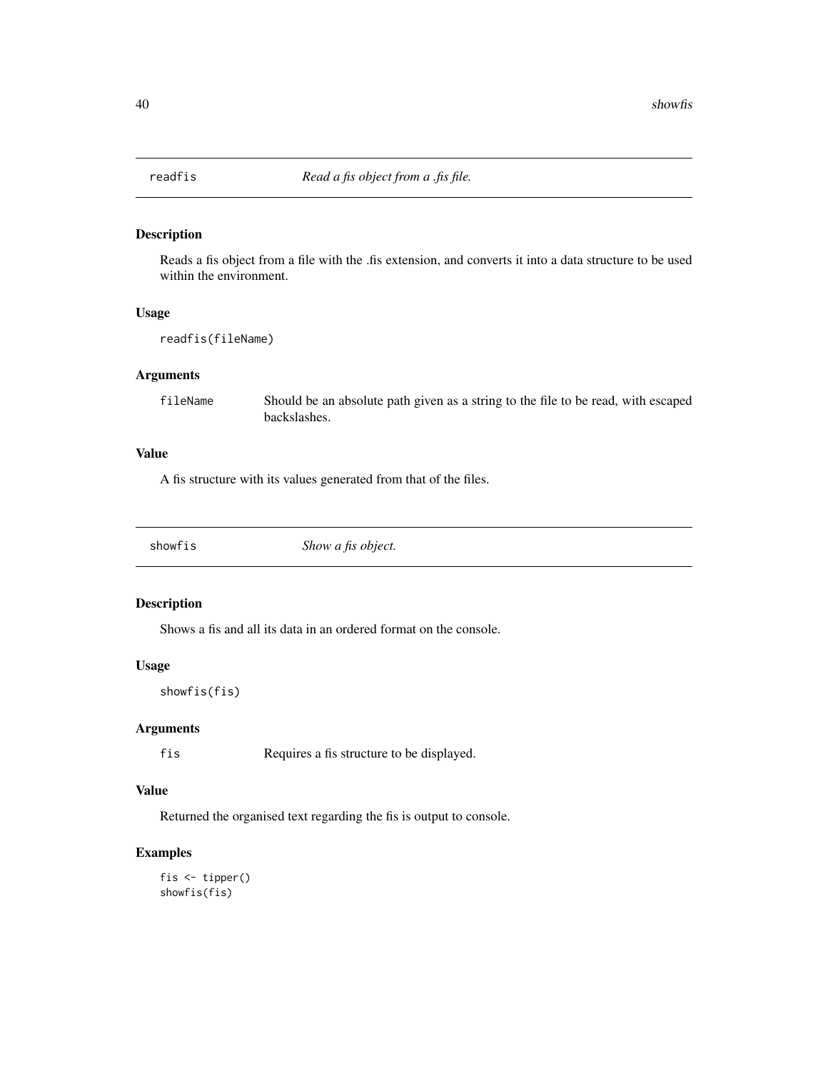## readfis — *Read a fis object from a .fis file.*

### Description

Reads a fis object from a file with the .fis extension, and converts it into a data structure to be used within the environment.

### Usage

```
readfis(fileName)
```

### Arguments

| | |
|---|---|
| fileName | Should be an absolute path given as a string to the file to be read, with escaped backslashes. |

### Value

A fis structure with its values generated from that of the files.

## showfis — *Show a fis object.*

### Description

Shows a fis and all its data in an ordered format on the console.

### Usage

```
showfis(fis)
```

### Arguments

| | |
|---|---|
| fis | Requires a fis structure to be displayed. |

### Value

Returned the organised text regarding the fis is output to console.

### Examples

```
fis <- tipper()
showfis(fis)
```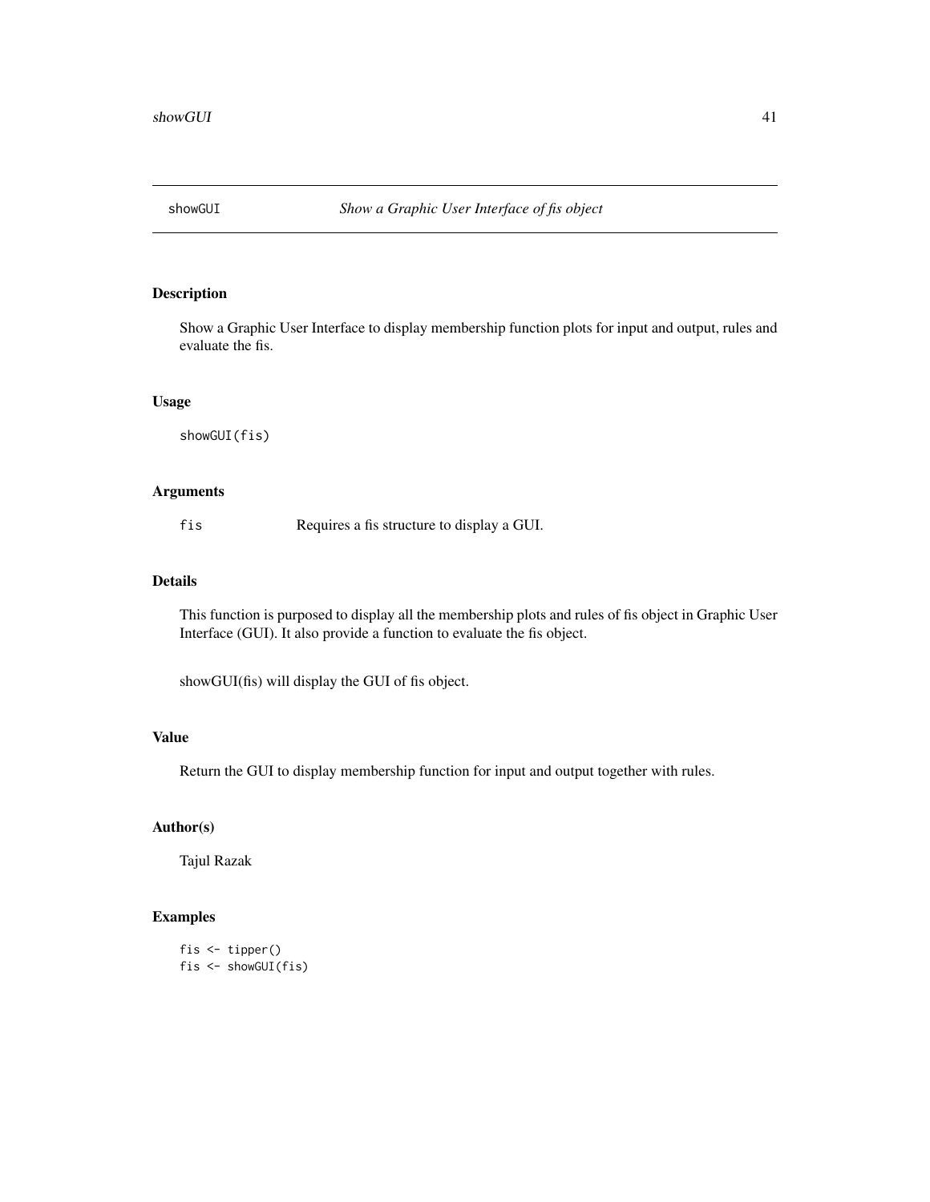## showGUI *Show a Graphic User Interface of fis object*

### Description

Show a Graphic User Interface to display membership function plots for input and output, rules and evaluate the fis.

### Usage

```
showGUI(fis)
```

### Arguments

| | |
|---|---|
| fis | Requires a fis structure to display a GUI. |

### Details

This function is purposed to display all the membership plots and rules of fis object in Graphic User Interface (GUI). It also provide a function to evaluate the fis object.

showGUI(fis) will display the GUI of fis object.

### Value

Return the GUI to display membership function for input and output together with rules.

### Author(s)

Tajul Razak

### Examples

```
fis <- tipper()
fis <- showGUI(fis)
```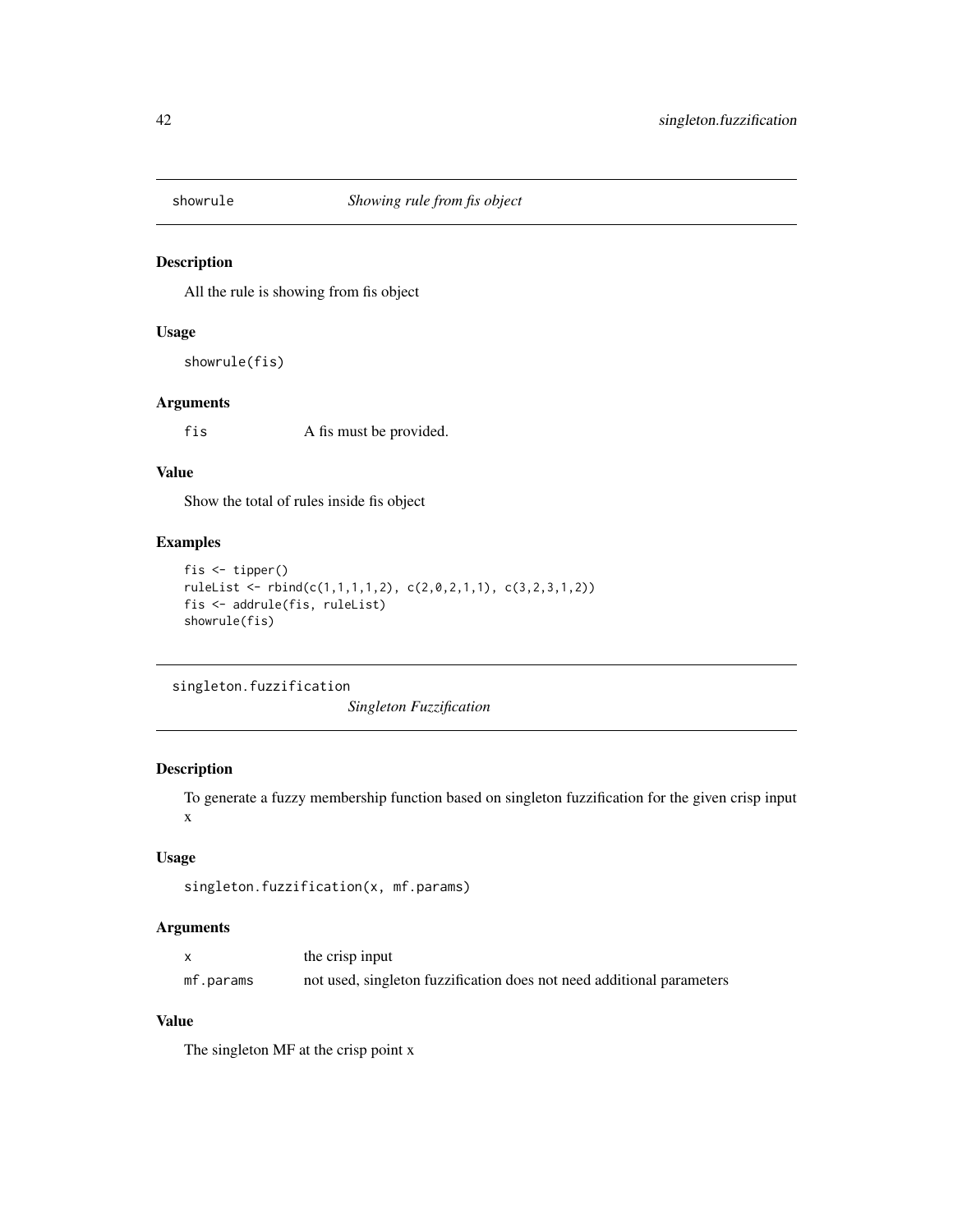## showrule    *Showing rule from fis object*

### Description

All the rule is showing from fis object

### Usage

```
showrule(fis)
```

### Arguments

| | |
|---|---|
| `fis` | A fis must be provided. |

### Value

Show the total of rules inside fis object

### Examples

```
fis <- tipper()
ruleList <- rbind(c(1,1,1,1,2), c(2,0,2,1,1), c(3,2,3,1,2))
fis <- addrule(fis, ruleList)
showrule(fis)
```

## singleton.fuzzification    *Singleton Fuzzification*

### Description

To generate a fuzzy membership function based on singleton fuzzification for the given crisp input x

### Usage

```
singleton.fuzzification(x, mf.params)
```

### Arguments

| | |
|---|---|
| `x` | the crisp input |
| `mf.params` | not used, singleton fuzzification does not need additional parameters |

### Value

The singleton MF at the crisp point x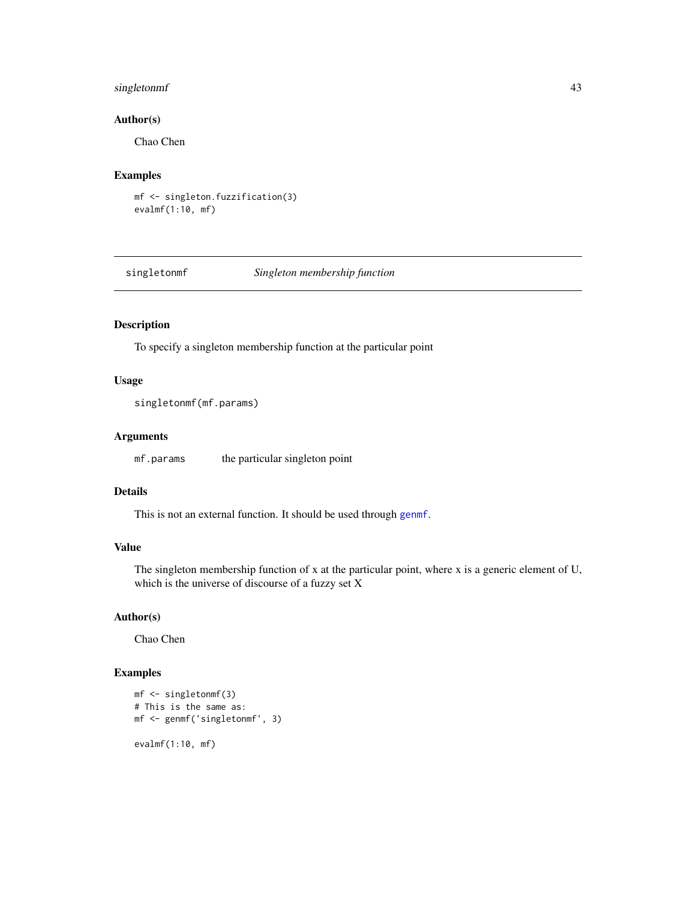### Author(s)

Chao Chen

### Examples

```
mf <- singleton.fuzzification(3)
evalmf(1:10, mf)
```

---

## singletonmf — *Singleton membership function*

---

### Description

To specify a singleton membership function at the particular point

### Usage

```
singletonmf(mf.params)
```

### Arguments

| | |
|---|---|
| `mf.params` | the particular singleton point |

### Details

This is not an external function. It should be used through `genmf`.

### Value

The singleton membership function of x at the particular point, where x is a generic element of U, which is the universe of discourse of a fuzzy set X

### Author(s)

Chao Chen

### Examples

```
mf <- singletonmf(3)
# This is the same as:
mf <- genmf('singletonmf', 3)

evalmf(1:10, mf)
```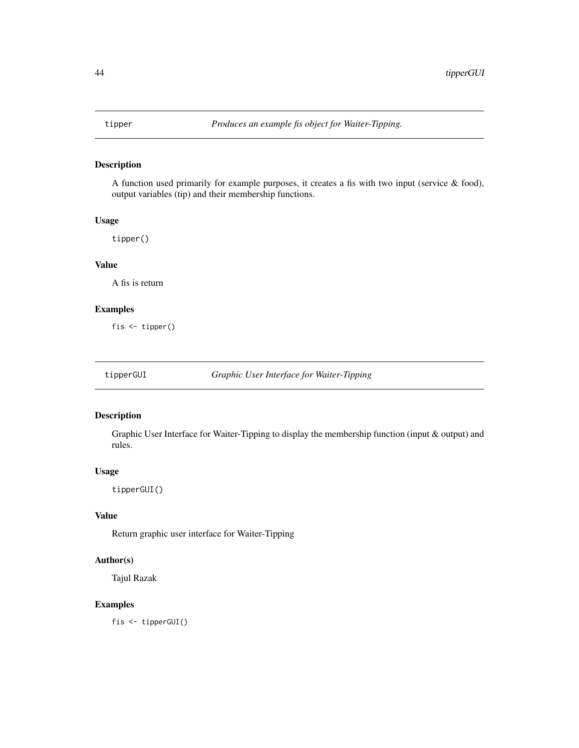## tipper — *Produces an example fis object for Waiter-Tipping.*

### Description

A function used primarily for example purposes, it creates a fis with two input (service & food), output variables (tip) and their membership functions.

### Usage

```
tipper()
```

### Value

A fis is return

### Examples

```
fis <- tipper()
```

## tipperGUI — *Graphic User Interface for Waiter-Tipping*

### Description

Graphic User Interface for Waiter-Tipping to display the membership function (input & output) and rules.

### Usage

```
tipperGUI()
```

### Value

Return graphic user interface for Waiter-Tipping

### Author(s)

Tajul Razak

### Examples

```
fis <- tipperGUI()
```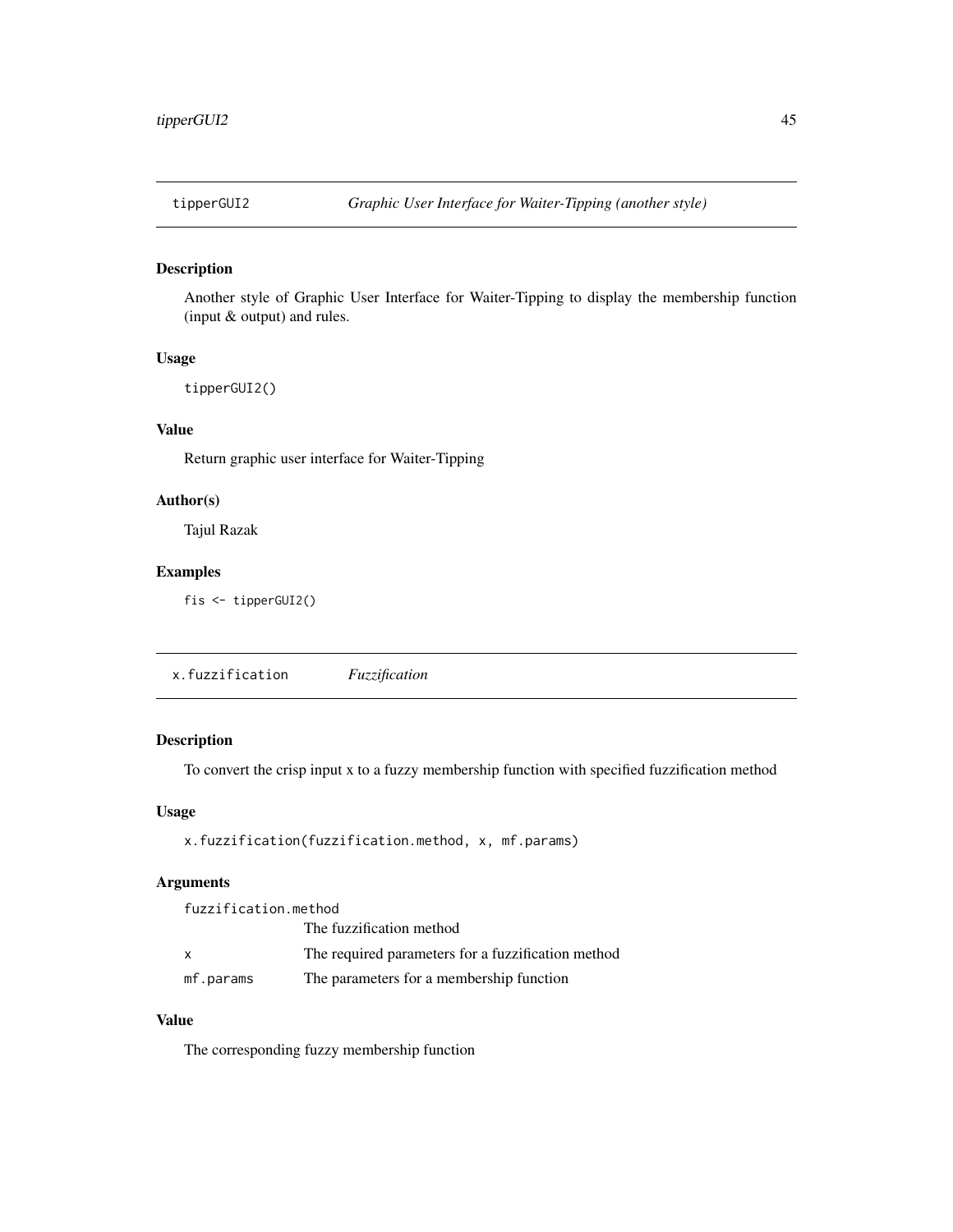## tipperGUI2 *Graphic User Interface for Waiter-Tipping (another style)*

### Description

Another style of Graphic User Interface for Waiter-Tipping to display the membership function (input & output) and rules.

### Usage

```
tipperGUI2()
```

### Value

Return graphic user interface for Waiter-Tipping

### Author(s)

Tajul Razak

### Examples

```
fis <- tipperGUI2()
```

## x.fuzzification *Fuzzification*

### Description

To convert the crisp input x to a fuzzy membership function with specified fuzzification method

### Usage

```
x.fuzzification(fuzzification.method, x, mf.params)
```

### Arguments

| | |
|---|---|
| fuzzification.method | The fuzzification method |
| x | The required parameters for a fuzzification method |
| mf.params | The parameters for a membership function |

### Value

The corresponding fuzzy membership function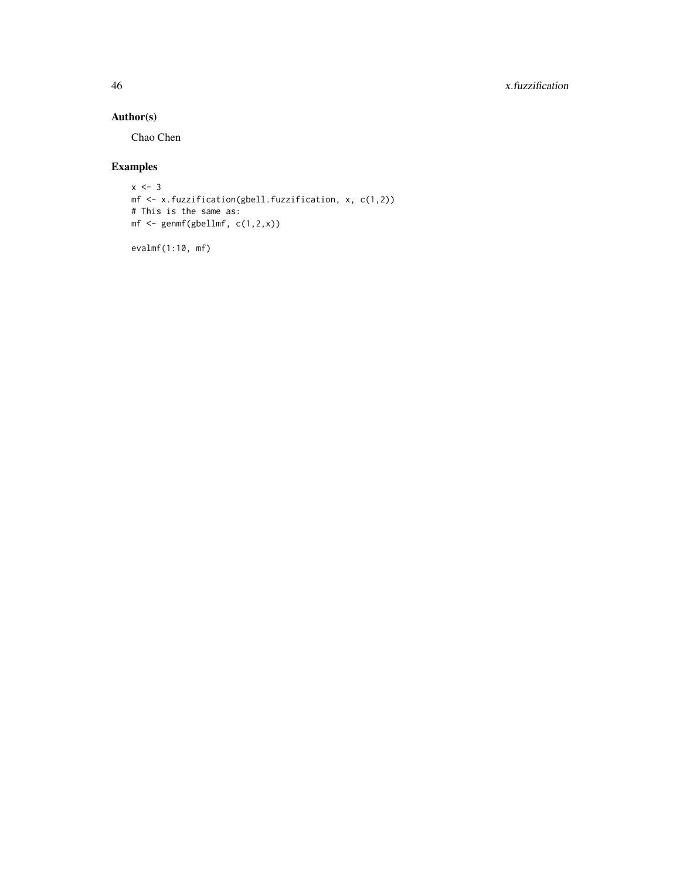## Author(s)

Chao Chen

## Examples

```
x <- 3
mf <- x.fuzzification(gbell.fuzzification, x, c(1,2))
# This is the same as:
mf <- genmf(gbellmf, c(1,2,x))

evalmf(1:10, mf)
```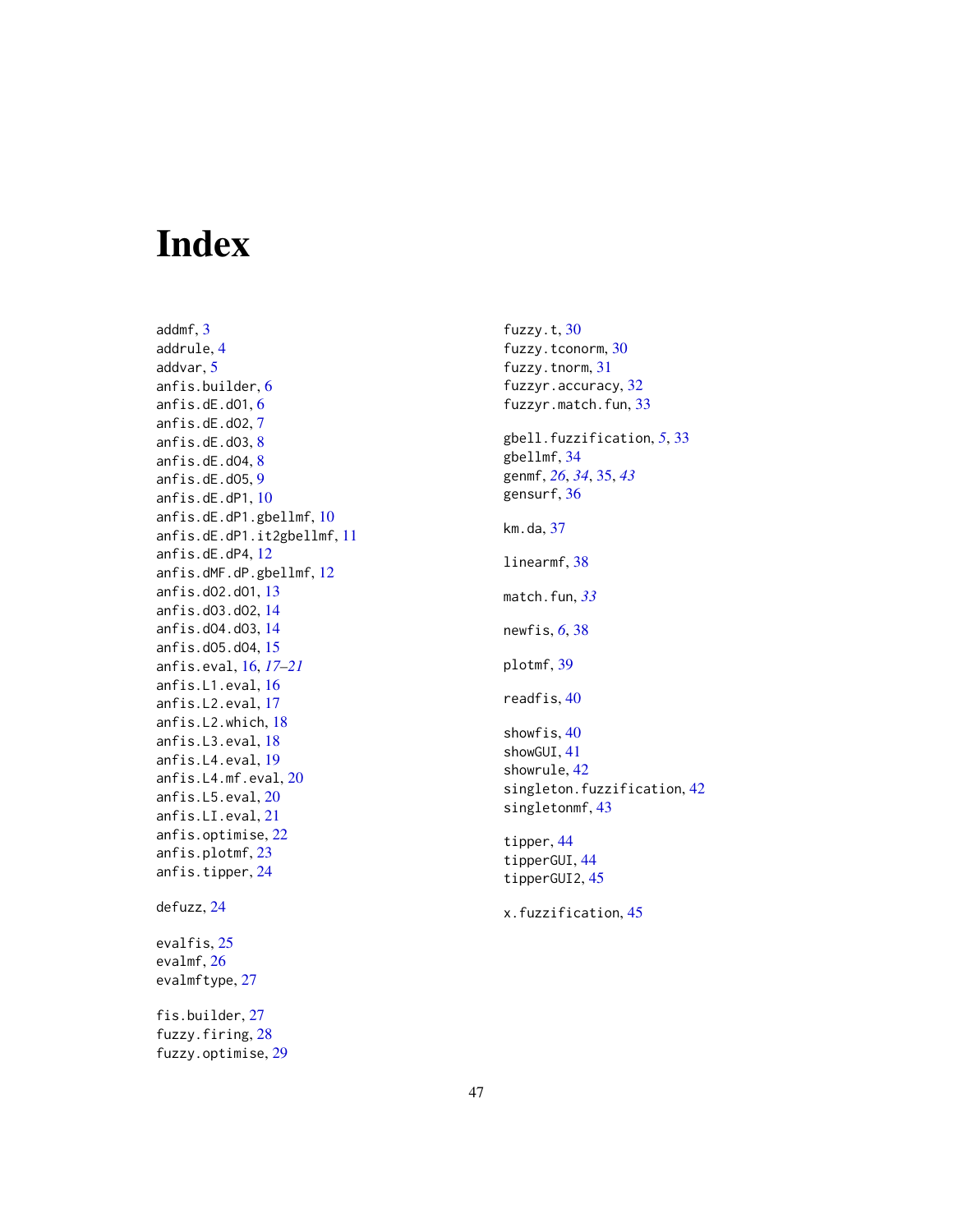# Index

addmf, 3
addrule, 4
addvar, 5
anfis.builder, 6
anfis.dE.dO1, 6
anfis.dE.dO2, 7
anfis.dE.dO3, 8
anfis.dE.dO4, 8
anfis.dE.dO5, 9
anfis.dE.dP1, 10
anfis.dE.dP1.gbellmf, 10
anfis.dE.dP1.it2gbellmf, 11
anfis.dE.dP4, 12
anfis.dMF.dP.gbellmf, 12
anfis.dO2.dO1, 13
anfis.dO3.dO2, 14
anfis.dO4.dO3, 14
anfis.dO5.dO4, 15
anfis.eval, 16, *17–21*
anfis.L1.eval, 16
anfis.L2.eval, 17
anfis.L2.which, 18
anfis.L3.eval, 18
anfis.L4.eval, 19
anfis.L4.mf.eval, 20
anfis.L5.eval, 20
anfis.LI.eval, 21
anfis.optimise, 22
anfis.plotmf, 23
anfis.tipper, 24

defuzz, 24

evalfis, 25
evalmf, 26
evalmftype, 27

fis.builder, 27
fuzzy.firing, 28
fuzzy.optimise, 29
fuzzy.t, 30
fuzzy.tconorm, 30
fuzzy.tnorm, 31
fuzzyr.accuracy, 32
fuzzyr.match.fun, 33

gbell.fuzzification, *5*, 33
gbellmf, 34
genmf, *26*, *34*, 35, *43*
gensurf, 36

km.da, 37

linearmf, 38

match.fun, *33*

newfis, *6*, 38

plotmf, 39

readfis, 40

showfis, 40
showGUI, 41
showrule, 42
singleton.fuzzification, 42
singletonmf, 43

tipper, 44
tipperGUI, 44
tipperGUI2, 45

x.fuzzification, 45